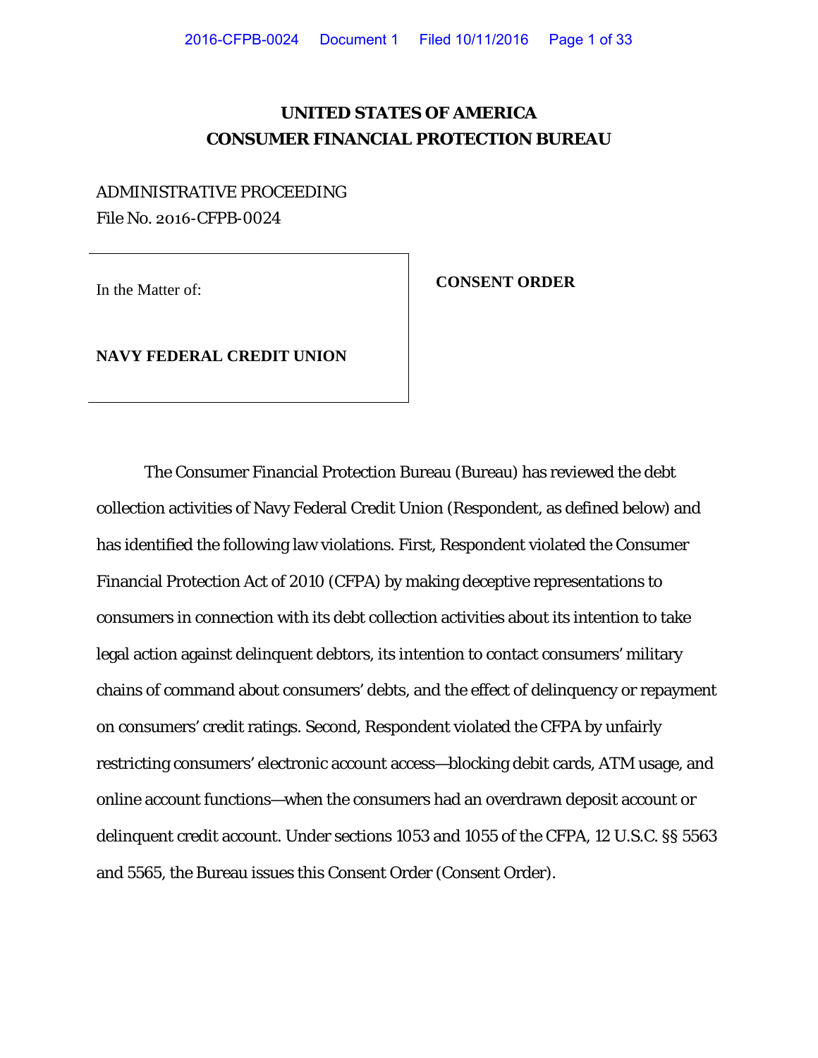# UNITED STATES OF AMERICA
# CONSUMER FINANCIAL PROTECTION BUREAU

ADMINISTRATIVE PROCEEDING
File No. 2016-CFPB-0024

| In the Matter of: **NAVY FEDERAL CREDIT UNION** | **CONSENT ORDER** |
|---|---|

The Consumer Financial Protection Bureau (Bureau) has reviewed the debt collection activities of Navy Federal Credit Union (Respondent, as defined below) and has identified the following law violations. First, Respondent violated the Consumer Financial Protection Act of 2010 (CFPA) by making deceptive representations to consumers in connection with its debt collection activities about its intention to take legal action against delinquent debtors, its intention to contact consumers' military chains of command about consumers' debts, and the effect of delinquency or repayment on consumers' credit ratings. Second, Respondent violated the CFPA by unfairly restricting consumers' electronic account access—blocking debit cards, ATM usage, and online account functions—when the consumers had an overdrawn deposit account or delinquent credit account. Under sections 1053 and 1055 of the CFPA, 12 U.S.C. §§ 5563 and 5565, the Bureau issues this Consent Order (Consent Order).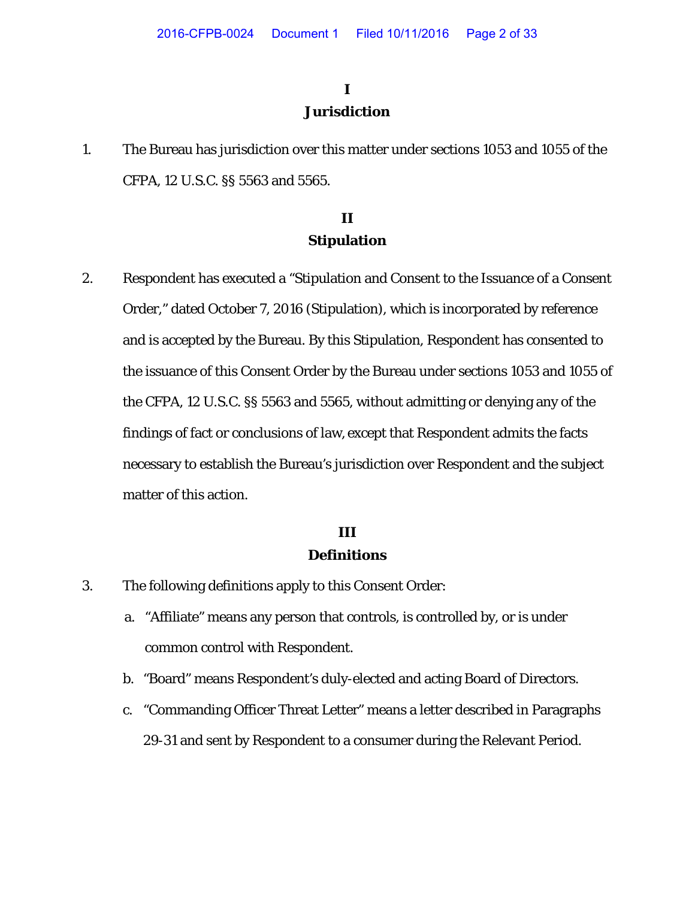# I
# Jurisdiction

1. The Bureau has jurisdiction over this matter under sections 1053 and 1055 of the CFPA, 12 U.S.C. §§ 5563 and 5565.

# II
# Stipulation

2. Respondent has executed a "Stipulation and Consent to the Issuance of a Consent Order," dated October 7, 2016 (Stipulation), which is incorporated by reference and is accepted by the Bureau. By this Stipulation, Respondent has consented to the issuance of this Consent Order by the Bureau under sections 1053 and 1055 of the CFPA, 12 U.S.C. §§ 5563 and 5565, without admitting or denying any of the findings of fact or conclusions of law, except that Respondent admits the facts necessary to establish the Bureau's jurisdiction over Respondent and the subject matter of this action.

# III
# Definitions

3. The following definitions apply to this Consent Order:

   a. "Affiliate" means any person that controls, is controlled by, or is under common control with Respondent.

   b. "Board" means Respondent's duly-elected and acting Board of Directors.

   c. "Commanding Officer Threat Letter" means a letter described in Paragraphs 29-31 and sent by Respondent to a consumer during the Relevant Period.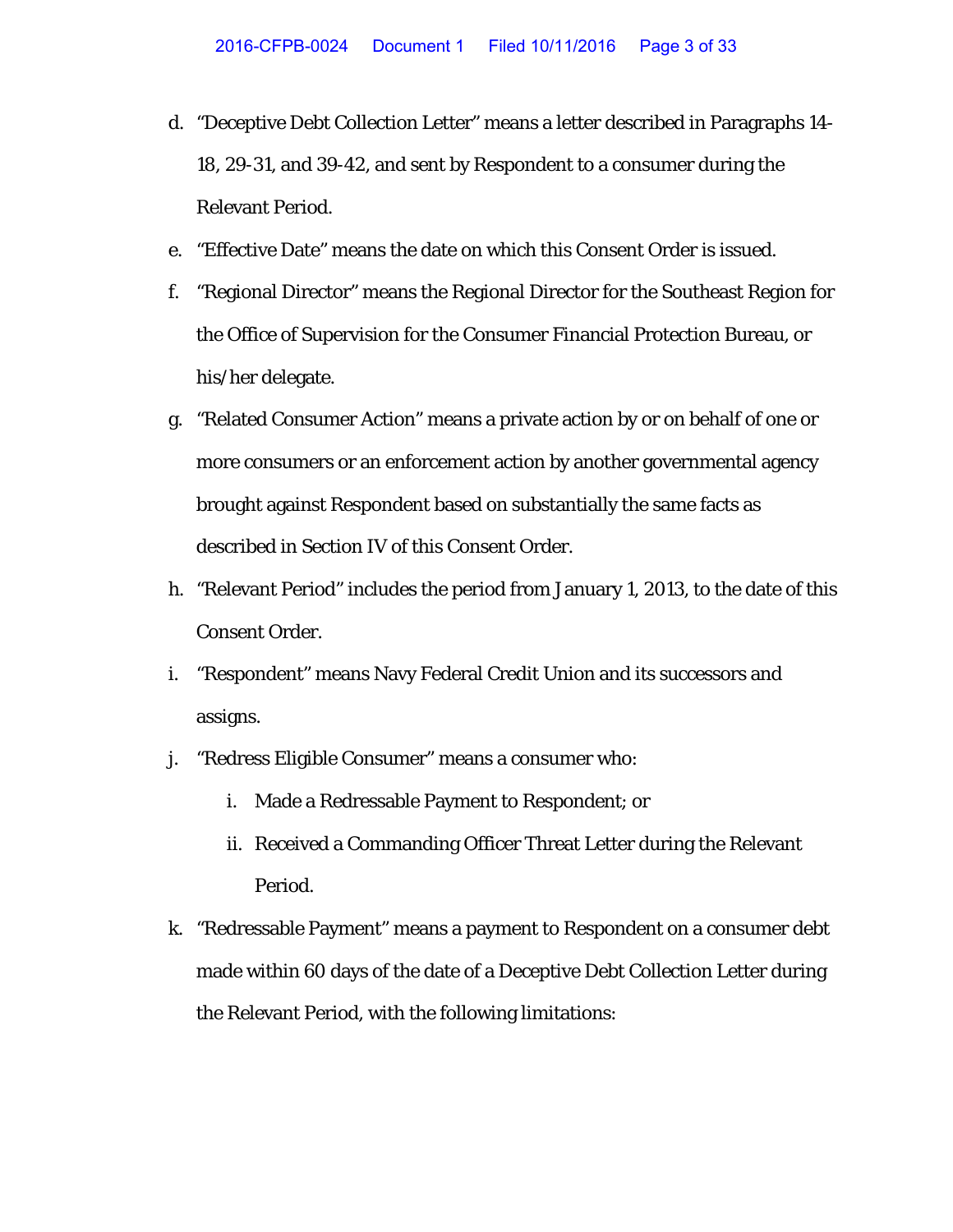d. "Deceptive Debt Collection Letter" means a letter described in Paragraphs 14-18, 29-31, and 39-42, and sent by Respondent to a consumer during the Relevant Period.

e. "Effective Date" means the date on which this Consent Order is issued.

f. "Regional Director" means the Regional Director for the Southeast Region for the Office of Supervision for the Consumer Financial Protection Bureau, or his/her delegate.

g. "Related Consumer Action" means a private action by or on behalf of one or more consumers or an enforcement action by another governmental agency brought against Respondent based on substantially the same facts as described in Section IV of this Consent Order.

h. "Relevant Period" includes the period from January 1, 2013, to the date of this Consent Order.

i. "Respondent" means Navy Federal Credit Union and its successors and assigns.

j. "Redress Eligible Consumer" means a consumer who:

   i. Made a Redressable Payment to Respondent; or

   ii. Received a Commanding Officer Threat Letter during the Relevant Period.

k. "Redressable Payment" means a payment to Respondent on a consumer debt made within 60 days of the date of a Deceptive Debt Collection Letter during the Relevant Period, with the following limitations: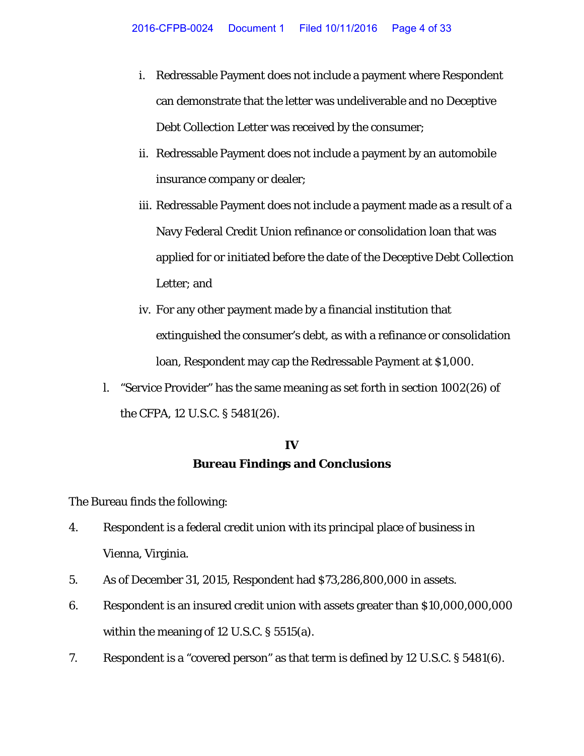i. Redressable Payment does not include a payment where Respondent can demonstrate that the letter was undeliverable and no Deceptive Debt Collection Letter was received by the consumer;

ii. Redressable Payment does not include a payment by an automobile insurance company or dealer;

iii. Redressable Payment does not include a payment made as a result of a Navy Federal Credit Union refinance or consolidation loan that was applied for or initiated before the date of the Deceptive Debt Collection Letter; and

iv. For any other payment made by a financial institution that extinguished the consumer's debt, as with a refinance or consolidation loan, Respondent may cap the Redressable Payment at $1,000.

l. "Service Provider" has the same meaning as set forth in section 1002(26) of the CFPA, 12 U.S.C. § 5481(26).

## IV
## Bureau Findings and Conclusions

The Bureau finds the following:

4. Respondent is a federal credit union with its principal place of business in Vienna, Virginia.

5. As of December 31, 2015, Respondent had $73,286,800,000 in assets.

6. Respondent is an insured credit union with assets greater than $10,000,000,000 within the meaning of 12 U.S.C. § 5515(a).

7. Respondent is a "covered person" as that term is defined by 12 U.S.C. § 5481(6).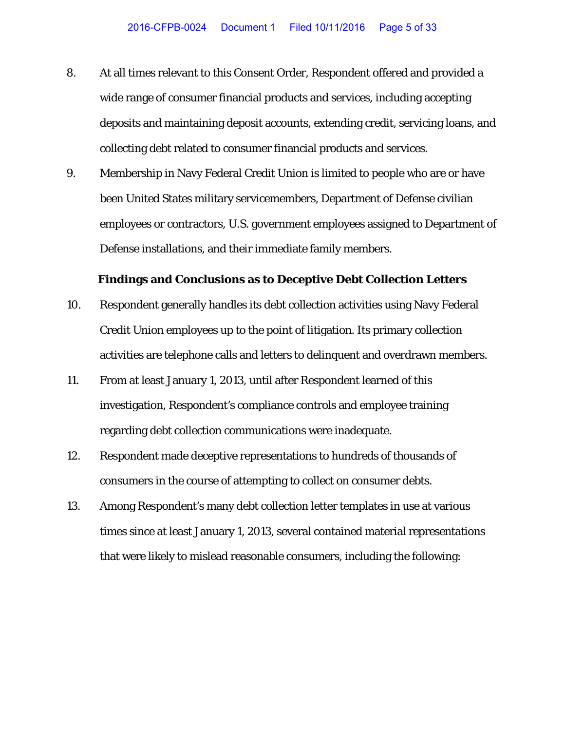8. At all times relevant to this Consent Order, Respondent offered and provided a wide range of consumer financial products and services, including accepting deposits and maintaining deposit accounts, extending credit, servicing loans, and collecting debt related to consumer financial products and services.

9. Membership in Navy Federal Credit Union is limited to people who are or have been United States military servicemembers, Department of Defense civilian employees or contractors, U.S. government employees assigned to Department of Defense installations, and their immediate family members.

**Findings and Conclusions as to Deceptive Debt Collection Letters**

10. Respondent generally handles its debt collection activities using Navy Federal Credit Union employees up to the point of litigation. Its primary collection activities are telephone calls and letters to delinquent and overdrawn members.

11. From at least January 1, 2013, until after Respondent learned of this investigation, Respondent's compliance controls and employee training regarding debt collection communications were inadequate.

12. Respondent made deceptive representations to hundreds of thousands of consumers in the course of attempting to collect on consumer debts.

13. Among Respondent's many debt collection letter templates in use at various times since at least January 1, 2013, several contained material representations that were likely to mislead reasonable consumers, including the following: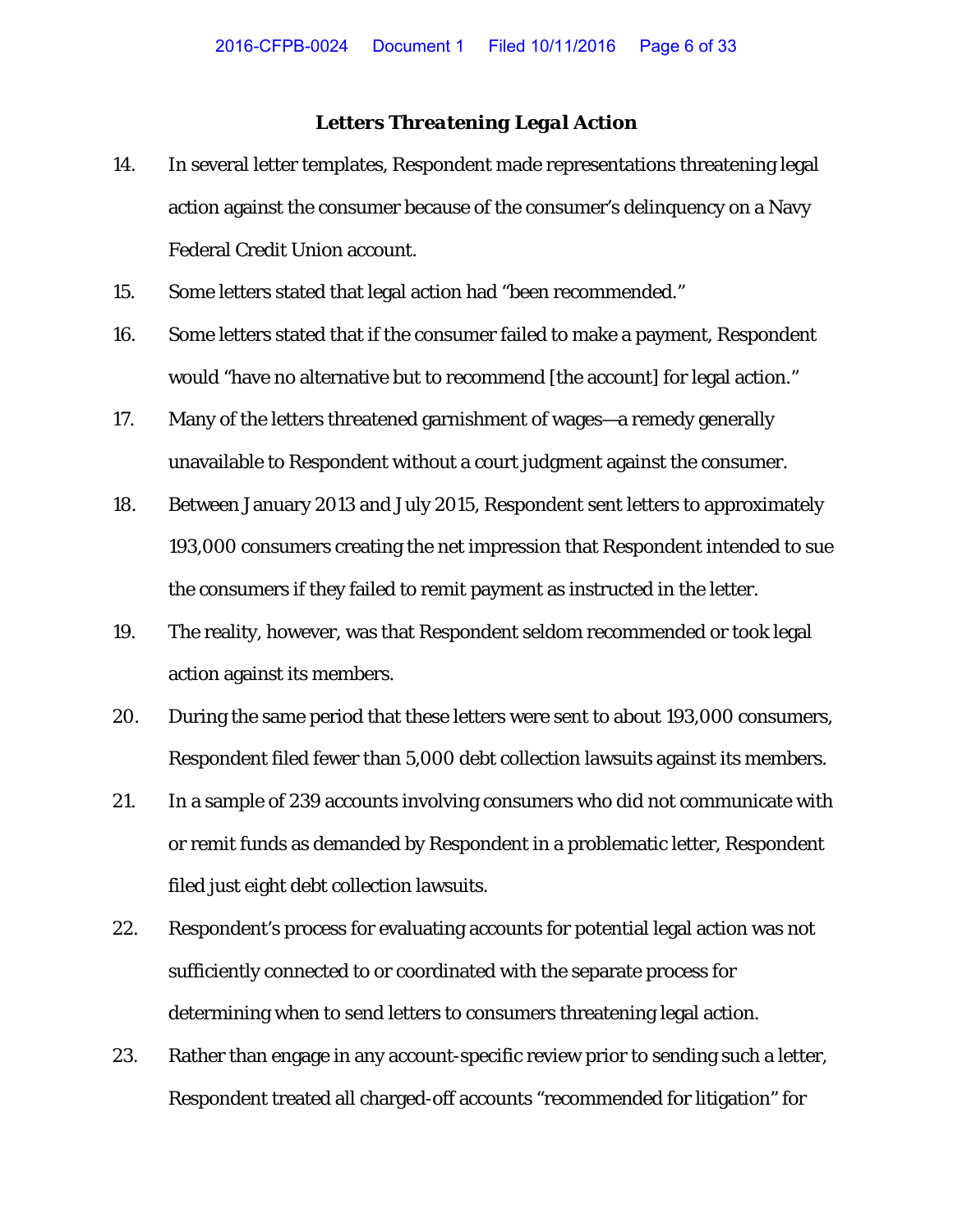### *Letters Threatening Legal Action*

14. In several letter templates, Respondent made representations threatening legal action against the consumer because of the consumer's delinquency on a Navy Federal Credit Union account.

15. Some letters stated that legal action had "been recommended."

16. Some letters stated that if the consumer failed to make a payment, Respondent would "have no alternative but to recommend [the account] for legal action."

17. Many of the letters threatened garnishment of wages—a remedy generally unavailable to Respondent without a court judgment against the consumer.

18. Between January 2013 and July 2015, Respondent sent letters to approximately 193,000 consumers creating the net impression that Respondent intended to sue the consumers if they failed to remit payment as instructed in the letter.

19. The reality, however, was that Respondent seldom recommended or took legal action against its members.

20. During the same period that these letters were sent to about 193,000 consumers, Respondent filed fewer than 5,000 debt collection lawsuits against its members.

21. In a sample of 239 accounts involving consumers who did not communicate with or remit funds as demanded by Respondent in a problematic letter, Respondent filed just eight debt collection lawsuits.

22. Respondent's process for evaluating accounts for potential legal action was not sufficiently connected to or coordinated with the separate process for determining when to send letters to consumers threatening legal action.

23. Rather than engage in any account-specific review prior to sending such a letter, Respondent treated all charged-off accounts "recommended for litigation" for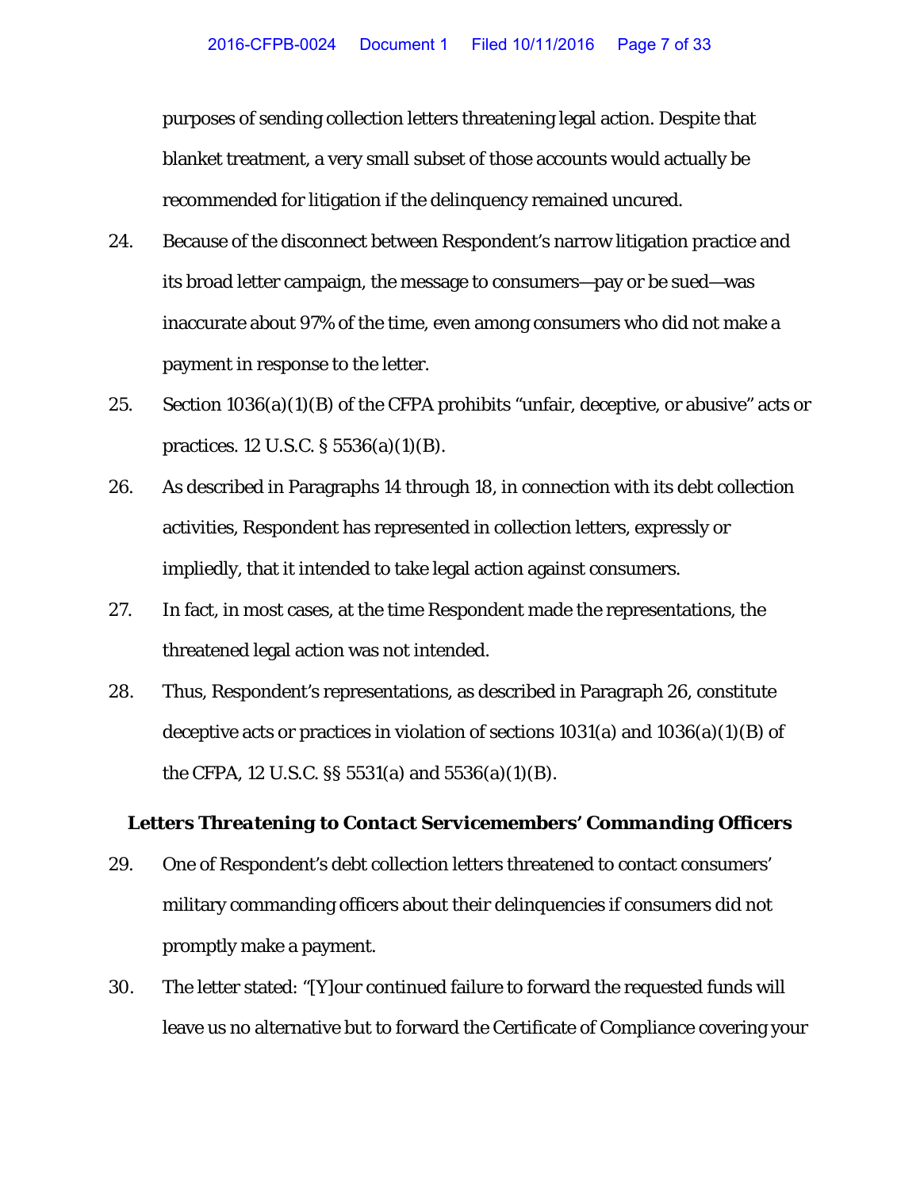purposes of sending collection letters threatening legal action. Despite that blanket treatment, a very small subset of those accounts would actually be recommended for litigation if the delinquency remained uncured.

24. Because of the disconnect between Respondent's narrow litigation practice and its broad letter campaign, the message to consumers—pay or be sued—was inaccurate about 97% of the time, even among consumers who did not make a payment in response to the letter.

25. Section 1036(a)(1)(B) of the CFPA prohibits "unfair, deceptive, or abusive" acts or practices. 12 U.S.C. § 5536(a)(1)(B).

26. As described in Paragraphs 14 through 18, in connection with its debt collection activities, Respondent has represented in collection letters, expressly or impliedly, that it intended to take legal action against consumers.

27. In fact, in most cases, at the time Respondent made the representations, the threatened legal action was not intended.

28. Thus, Respondent's representations, as described in Paragraph 26, constitute deceptive acts or practices in violation of sections 1031(a) and 1036(a)(1)(B) of the CFPA, 12 U.S.C. §§ 5531(a) and 5536(a)(1)(B).

### *Letters Threatening to Contact Servicemembers' Commanding Officers*

29. One of Respondent's debt collection letters threatened to contact consumers' military commanding officers about their delinquencies if consumers did not promptly make a payment.

30. The letter stated: "[Y]our continued failure to forward the requested funds will leave us no alternative but to forward the Certificate of Compliance covering your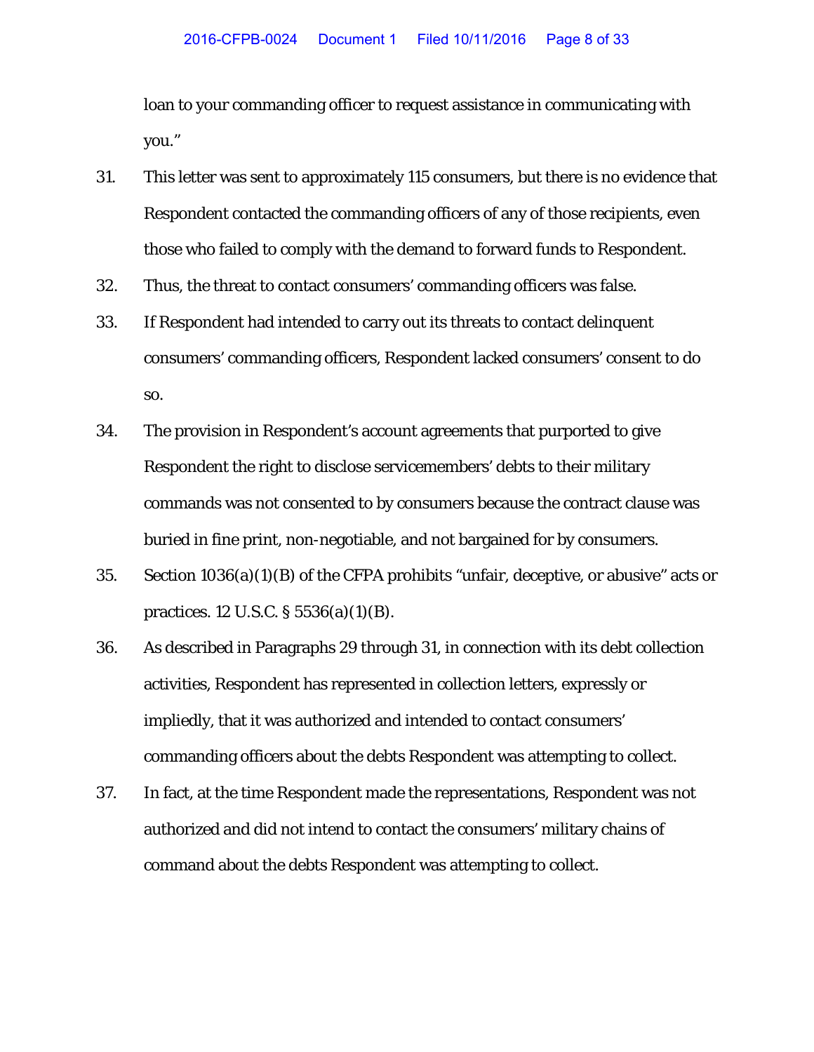loan to your commanding officer to request assistance in communicating with you."

31. This letter was sent to approximately 115 consumers, but there is no evidence that Respondent contacted the commanding officers of any of those recipients, even those who failed to comply with the demand to forward funds to Respondent.

32. Thus, the threat to contact consumers' commanding officers was false.

33. If Respondent had intended to carry out its threats to contact delinquent consumers' commanding officers, Respondent lacked consumers' consent to do so.

34. The provision in Respondent's account agreements that purported to give Respondent the right to disclose servicemembers' debts to their military commands was not consented to by consumers because the contract clause was buried in fine print, non-negotiable, and not bargained for by consumers.

35. Section 1036(a)(1)(B) of the CFPA prohibits "unfair, deceptive, or abusive" acts or practices. 12 U.S.C. § 5536(a)(1)(B).

36. As described in Paragraphs 29 through 31, in connection with its debt collection activities, Respondent has represented in collection letters, expressly or impliedly, that it was authorized and intended to contact consumers' commanding officers about the debts Respondent was attempting to collect.

37. In fact, at the time Respondent made the representations, Respondent was not authorized and did not intend to contact the consumers' military chains of command about the debts Respondent was attempting to collect.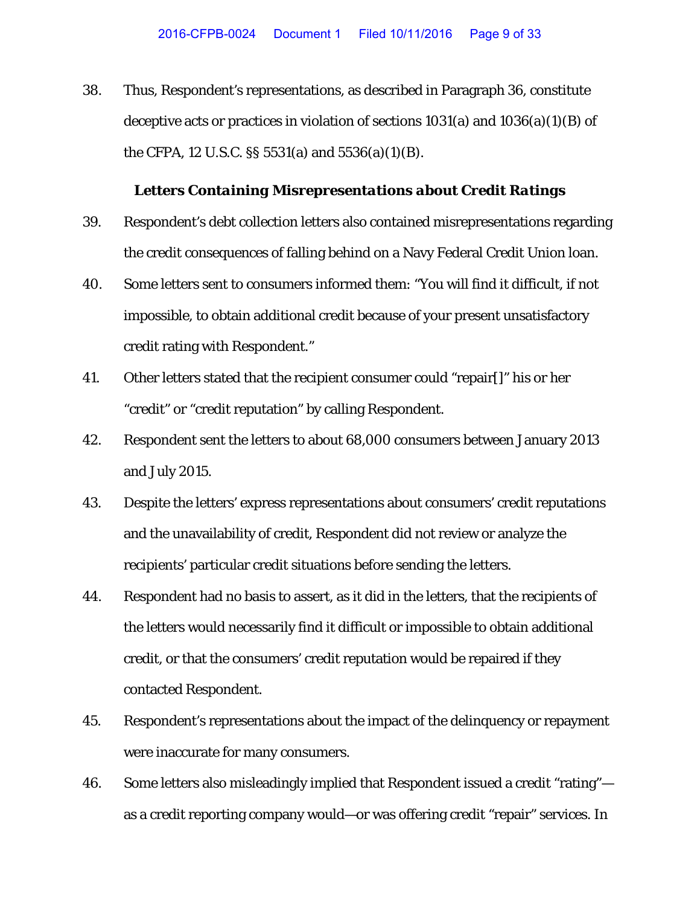38. Thus, Respondent's representations, as described in Paragraph 36, constitute deceptive acts or practices in violation of sections 1031(a) and 1036(a)(1)(B) of the CFPA, 12 U.S.C. §§ 5531(a) and 5536(a)(1)(B).

### *Letters Containing Misrepresentations about Credit Ratings*

39. Respondent's debt collection letters also contained misrepresentations regarding the credit consequences of falling behind on a Navy Federal Credit Union loan.

40. Some letters sent to consumers informed them: "You will find it difficult, if not impossible, to obtain additional credit because of your present unsatisfactory credit rating with Respondent."

41. Other letters stated that the recipient consumer could "repair[]" his or her "credit" or "credit reputation" by calling Respondent.

42. Respondent sent the letters to about 68,000 consumers between January 2013 and July 2015.

43. Despite the letters' express representations about consumers' credit reputations and the unavailability of credit, Respondent did not review or analyze the recipients' particular credit situations before sending the letters.

44. Respondent had no basis to assert, as it did in the letters, that the recipients of the letters would necessarily find it difficult or impossible to obtain additional credit, or that the consumers' credit reputation would be repaired if they contacted Respondent.

45. Respondent's representations about the impact of the delinquency or repayment were inaccurate for many consumers.

46. Some letters also misleadingly implied that Respondent issued a credit "rating"—as a credit reporting company would—or was offering credit "repair" services. In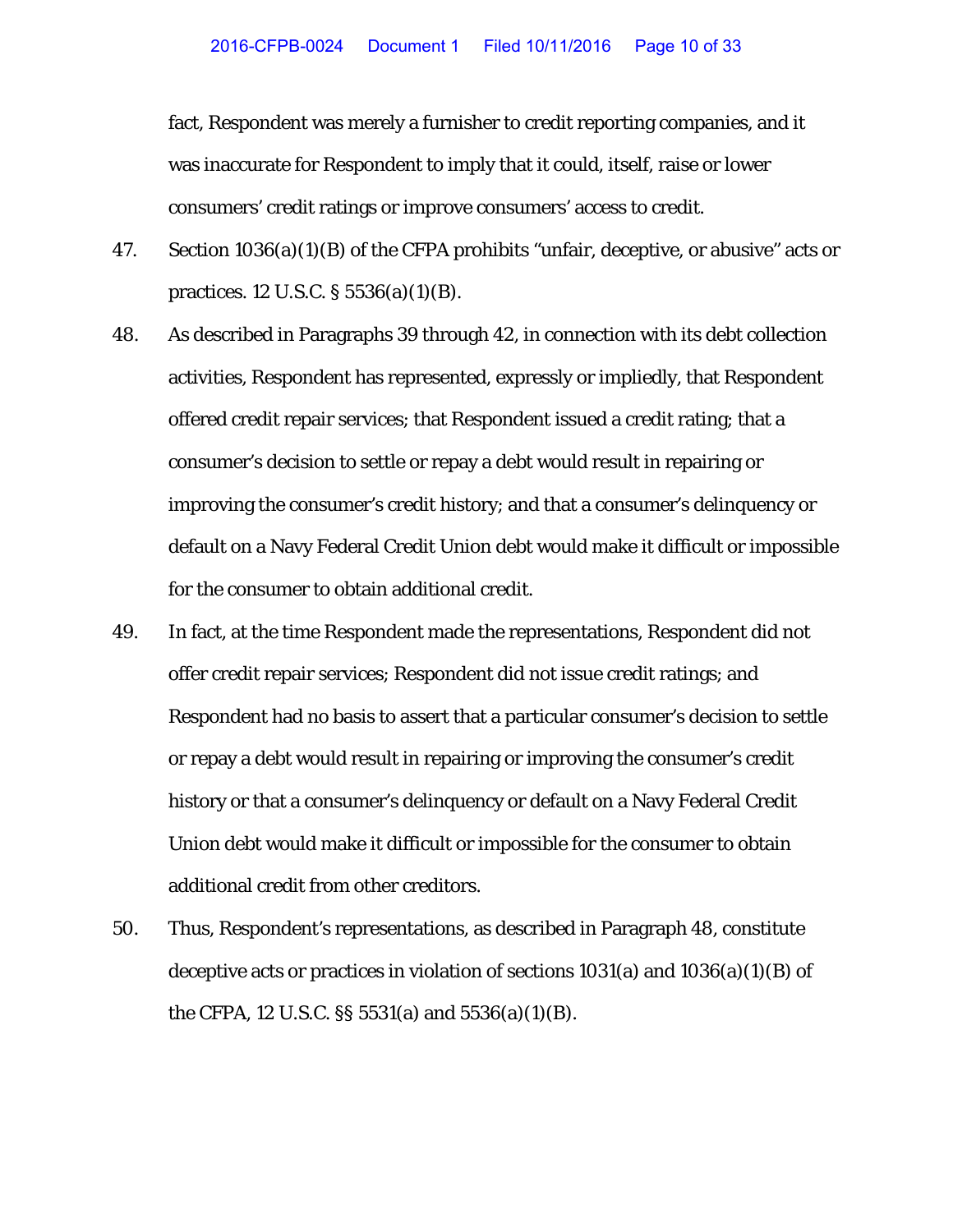fact, Respondent was merely a furnisher to credit reporting companies, and it was inaccurate for Respondent to imply that it could, itself, raise or lower consumers' credit ratings or improve consumers' access to credit.

47. Section 1036(a)(1)(B) of the CFPA prohibits "unfair, deceptive, or abusive" acts or practices. 12 U.S.C. § 5536(a)(1)(B).

48. As described in Paragraphs 39 through 42, in connection with its debt collection activities, Respondent has represented, expressly or impliedly, that Respondent offered credit repair services; that Respondent issued a credit rating; that a consumer's decision to settle or repay a debt would result in repairing or improving the consumer's credit history; and that a consumer's delinquency or default on a Navy Federal Credit Union debt would make it difficult or impossible for the consumer to obtain additional credit.

49. In fact, at the time Respondent made the representations, Respondent did not offer credit repair services; Respondent did not issue credit ratings; and Respondent had no basis to assert that a particular consumer's decision to settle or repay a debt would result in repairing or improving the consumer's credit history or that a consumer's delinquency or default on a Navy Federal Credit Union debt would make it difficult or impossible for the consumer to obtain additional credit from other creditors.

50. Thus, Respondent's representations, as described in Paragraph 48, constitute deceptive acts or practices in violation of sections 1031(a) and 1036(a)(1)(B) of the CFPA, 12 U.S.C. §§ 5531(a) and 5536(a)(1)(B).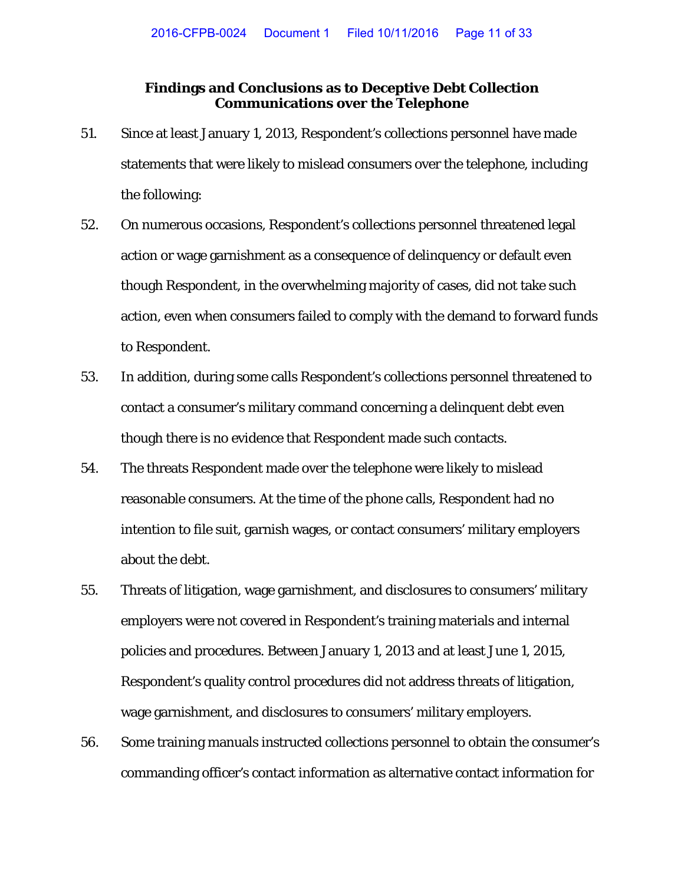## Findings and Conclusions as to Deceptive Debt Collection Communications over the Telephone

51. Since at least January 1, 2013, Respondent's collections personnel have made statements that were likely to mislead consumers over the telephone, including the following:

52. On numerous occasions, Respondent's collections personnel threatened legal action or wage garnishment as a consequence of delinquency or default even though Respondent, in the overwhelming majority of cases, did not take such action, even when consumers failed to comply with the demand to forward funds to Respondent.

53. In addition, during some calls Respondent's collections personnel threatened to contact a consumer's military command concerning a delinquent debt even though there is no evidence that Respondent made such contacts.

54. The threats Respondent made over the telephone were likely to mislead reasonable consumers. At the time of the phone calls, Respondent had no intention to file suit, garnish wages, or contact consumers' military employers about the debt.

55. Threats of litigation, wage garnishment, and disclosures to consumers' military employers were not covered in Respondent's training materials and internal policies and procedures. Between January 1, 2013 and at least June 1, 2015, Respondent's quality control procedures did not address threats of litigation, wage garnishment, and disclosures to consumers' military employers.

56. Some training manuals instructed collections personnel to obtain the consumer's commanding officer's contact information as alternative contact information for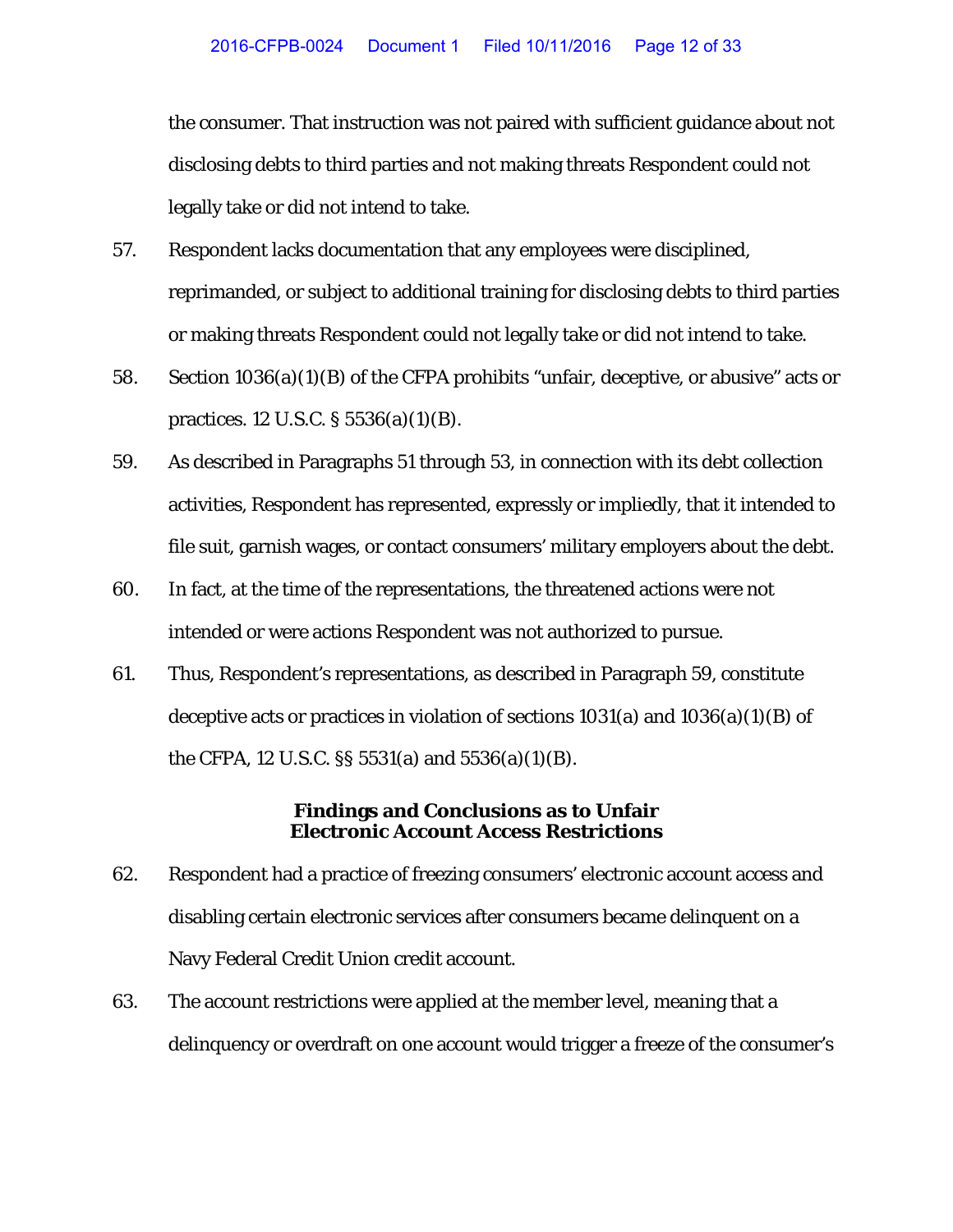the consumer. That instruction was not paired with sufficient guidance about not disclosing debts to third parties and not making threats Respondent could not legally take or did not intend to take.

57. Respondent lacks documentation that any employees were disciplined, reprimanded, or subject to additional training for disclosing debts to third parties or making threats Respondent could not legally take or did not intend to take.

58. Section 1036(a)(1)(B) of the CFPA prohibits "unfair, deceptive, or abusive" acts or practices. 12 U.S.C. § 5536(a)(1)(B).

59. As described in Paragraphs 51 through 53, in connection with its debt collection activities, Respondent has represented, expressly or impliedly, that it intended to file suit, garnish wages, or contact consumers' military employers about the debt.

60. In fact, at the time of the representations, the threatened actions were not intended or were actions Respondent was not authorized to pursue.

61. Thus, Respondent's representations, as described in Paragraph 59, constitute deceptive acts or practices in violation of sections 1031(a) and 1036(a)(1)(B) of the CFPA, 12 U.S.C. §§ 5531(a) and 5536(a)(1)(B).

### Findings and Conclusions as to Unfair Electronic Account Access Restrictions

62. Respondent had a practice of freezing consumers' electronic account access and disabling certain electronic services after consumers became delinquent on a Navy Federal Credit Union credit account.

63. The account restrictions were applied at the member level, meaning that a delinquency or overdraft on one account would trigger a freeze of the consumer's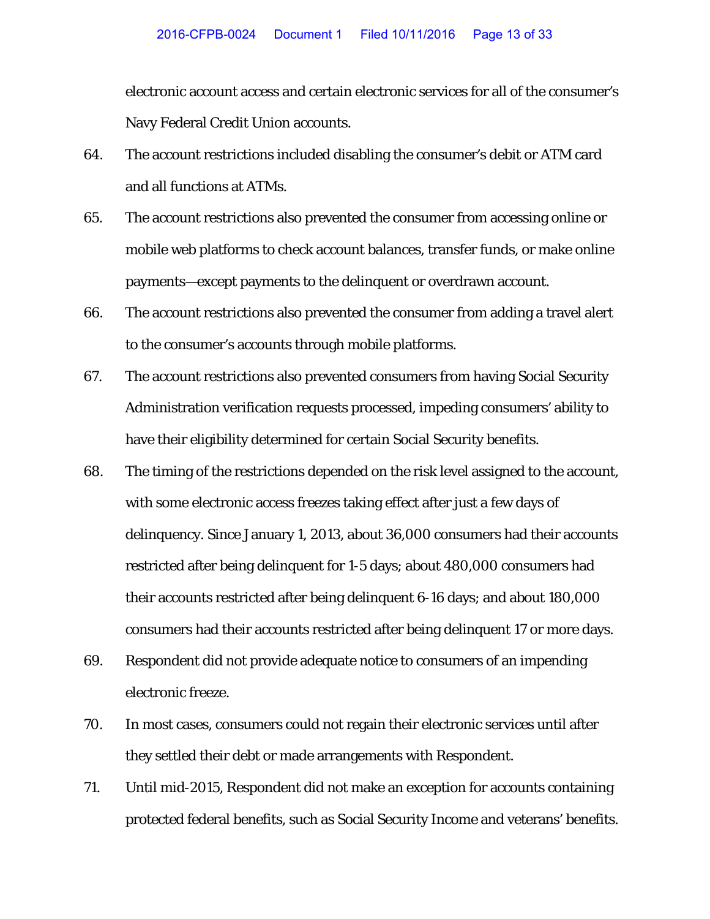electronic account access and certain electronic services for all of the consumer's Navy Federal Credit Union accounts.

64. The account restrictions included disabling the consumer's debit or ATM card and all functions at ATMs.

65. The account restrictions also prevented the consumer from accessing online or mobile web platforms to check account balances, transfer funds, or make online payments—except payments to the delinquent or overdrawn account.

66. The account restrictions also prevented the consumer from adding a travel alert to the consumer's accounts through mobile platforms.

67. The account restrictions also prevented consumers from having Social Security Administration verification requests processed, impeding consumers' ability to have their eligibility determined for certain Social Security benefits.

68. The timing of the restrictions depended on the risk level assigned to the account, with some electronic access freezes taking effect after just a few days of delinquency. Since January 1, 2013, about 36,000 consumers had their accounts restricted after being delinquent for 1-5 days; about 480,000 consumers had their accounts restricted after being delinquent 6-16 days; and about 180,000 consumers had their accounts restricted after being delinquent 17 or more days.

69. Respondent did not provide adequate notice to consumers of an impending electronic freeze.

70. In most cases, consumers could not regain their electronic services until after they settled their debt or made arrangements with Respondent.

71. Until mid-2015, Respondent did not make an exception for accounts containing protected federal benefits, such as Social Security Income and veterans' benefits.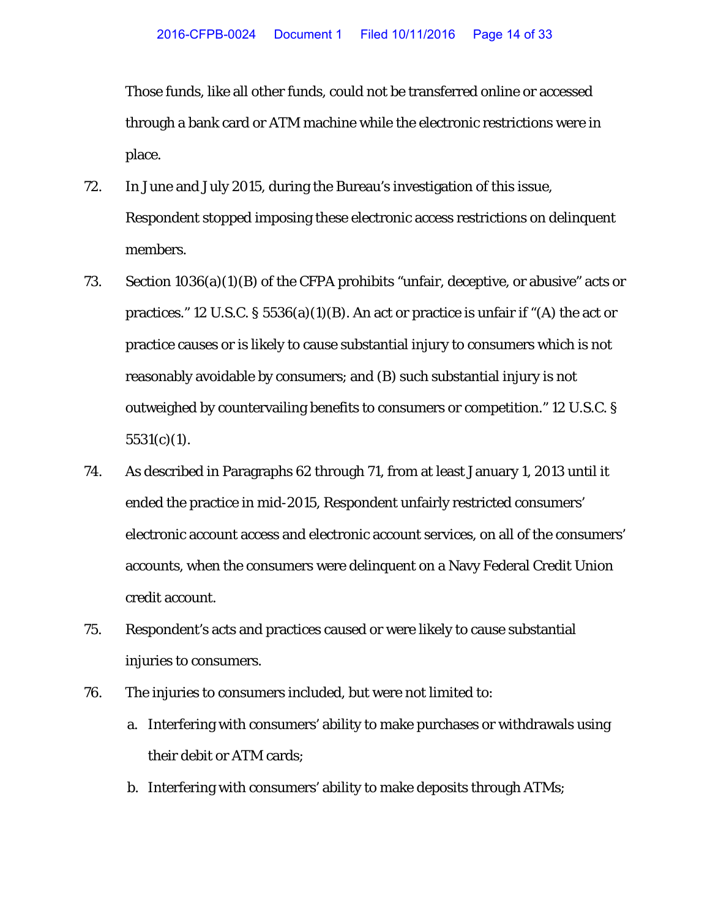Those funds, like all other funds, could not be transferred online or accessed through a bank card or ATM machine while the electronic restrictions were in place.

72. In June and July 2015, during the Bureau's investigation of this issue, Respondent stopped imposing these electronic access restrictions on delinquent members.

73. Section 1036(a)(1)(B) of the CFPA prohibits "unfair, deceptive, or abusive" acts or practices." 12 U.S.C. § 5536(a)(1)(B). An act or practice is unfair if "(A) the act or practice causes or is likely to cause substantial injury to consumers which is not reasonably avoidable by consumers; and (B) such substantial injury is not outweighed by countervailing benefits to consumers or competition." 12 U.S.C. § 5531(c)(1).

74. As described in Paragraphs 62 through 71, from at least January 1, 2013 until it ended the practice in mid-2015, Respondent unfairly restricted consumers' electronic account access and electronic account services, on all of the consumers' accounts, when the consumers were delinquent on a Navy Federal Credit Union credit account.

75. Respondent's acts and practices caused or were likely to cause substantial injuries to consumers.

76. The injuries to consumers included, but were not limited to:

    a. Interfering with consumers' ability to make purchases or withdrawals using their debit or ATM cards;

    b. Interfering with consumers' ability to make deposits through ATMs;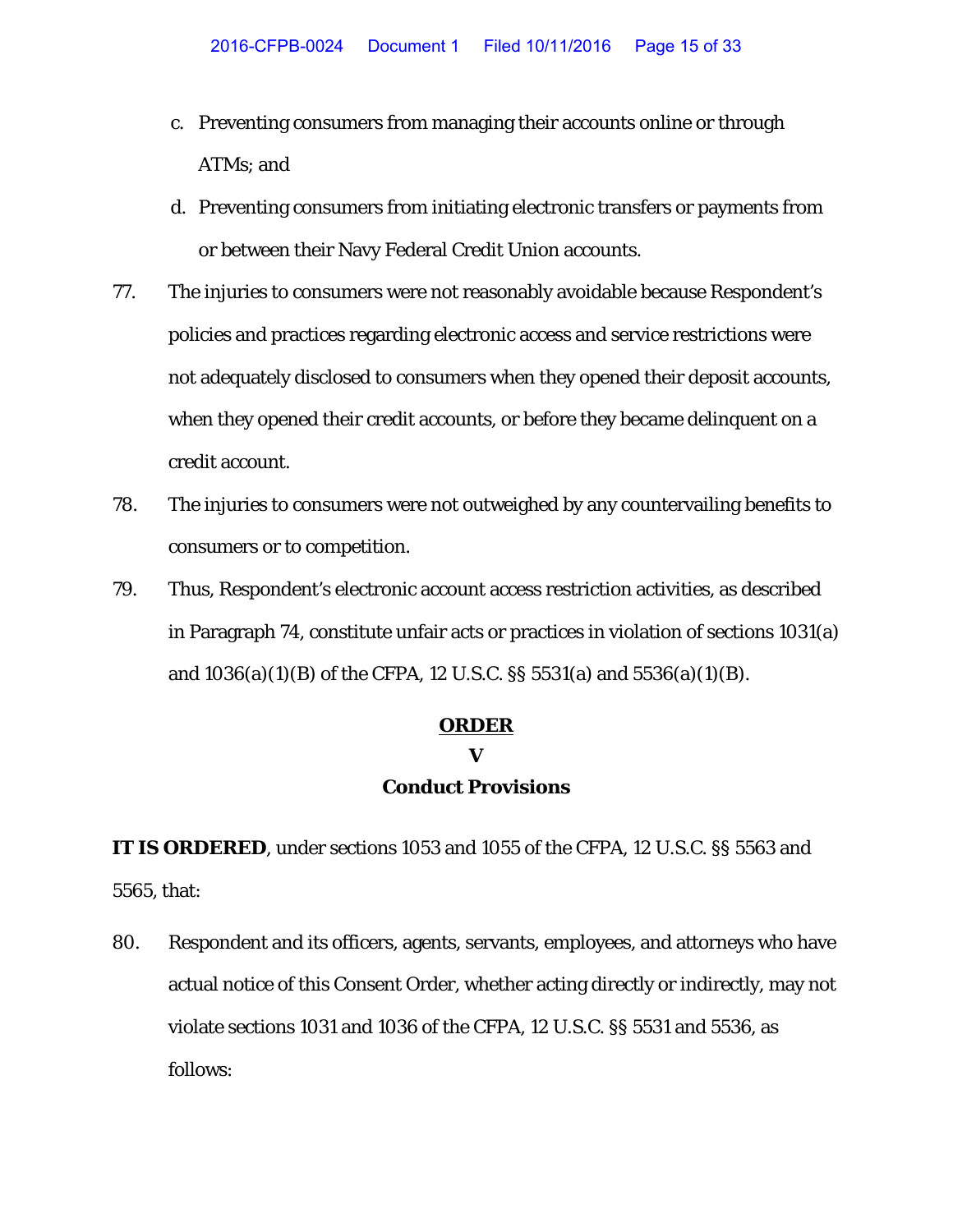c. Preventing consumers from managing their accounts online or through ATMs; and

d. Preventing consumers from initiating electronic transfers or payments from or between their Navy Federal Credit Union accounts.

77. The injuries to consumers were not reasonably avoidable because Respondent's policies and practices regarding electronic access and service restrictions were not adequately disclosed to consumers when they opened their deposit accounts, when they opened their credit accounts, or before they became delinquent on a credit account.

78. The injuries to consumers were not outweighed by any countervailing benefits to consumers or to competition.

79. Thus, Respondent's electronic account access restriction activities, as described in Paragraph 74, constitute unfair acts or practices in violation of sections 1031(a) and 1036(a)(1)(B) of the CFPA, 12 U.S.C. §§ 5531(a) and 5536(a)(1)(B).

## ORDER

## V

## Conduct Provisions

**IT IS ORDERED**, under sections 1053 and 1055 of the CFPA, 12 U.S.C. §§ 5563 and 5565, that:

80. Respondent and its officers, agents, servants, employees, and attorneys who have actual notice of this Consent Order, whether acting directly or indirectly, may not violate sections 1031 and 1036 of the CFPA, 12 U.S.C. §§ 5531 and 5536, as follows: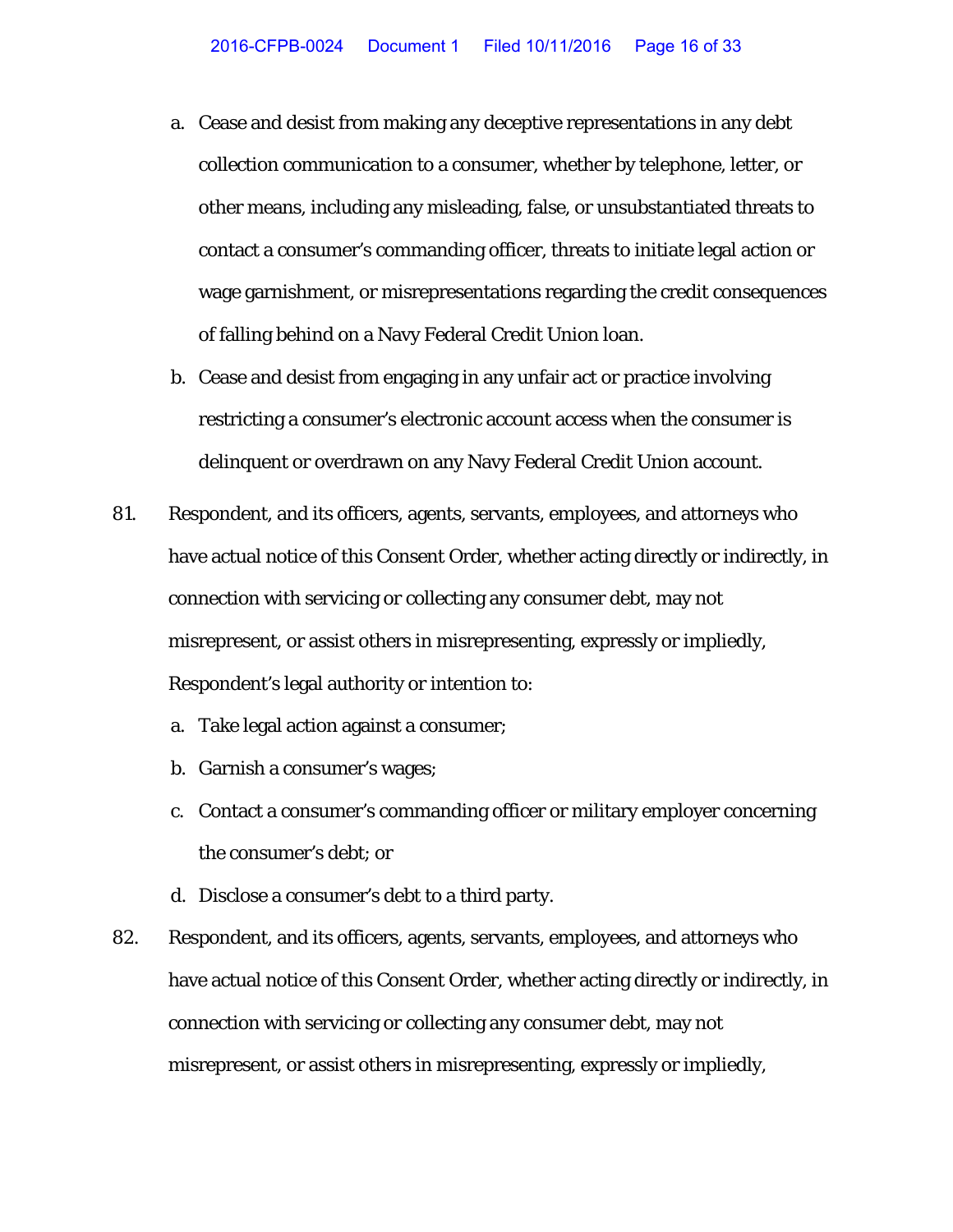a. Cease and desist from making any deceptive representations in any debt collection communication to a consumer, whether by telephone, letter, or other means, including any misleading, false, or unsubstantiated threats to contact a consumer's commanding officer, threats to initiate legal action or wage garnishment, or misrepresentations regarding the credit consequences of falling behind on a Navy Federal Credit Union loan.

b. Cease and desist from engaging in any unfair act or practice involving restricting a consumer's electronic account access when the consumer is delinquent or overdrawn on any Navy Federal Credit Union account.

81. Respondent, and its officers, agents, servants, employees, and attorneys who have actual notice of this Consent Order, whether acting directly or indirectly, in connection with servicing or collecting any consumer debt, may not misrepresent, or assist others in misrepresenting, expressly or impliedly, Respondent's legal authority or intention to:

   a. Take legal action against a consumer;

   b. Garnish a consumer's wages;

   c. Contact a consumer's commanding officer or military employer concerning the consumer's debt; or

   d. Disclose a consumer's debt to a third party.

82. Respondent, and its officers, agents, servants, employees, and attorneys who have actual notice of this Consent Order, whether acting directly or indirectly, in connection with servicing or collecting any consumer debt, may not misrepresent, or assist others in misrepresenting, expressly or impliedly,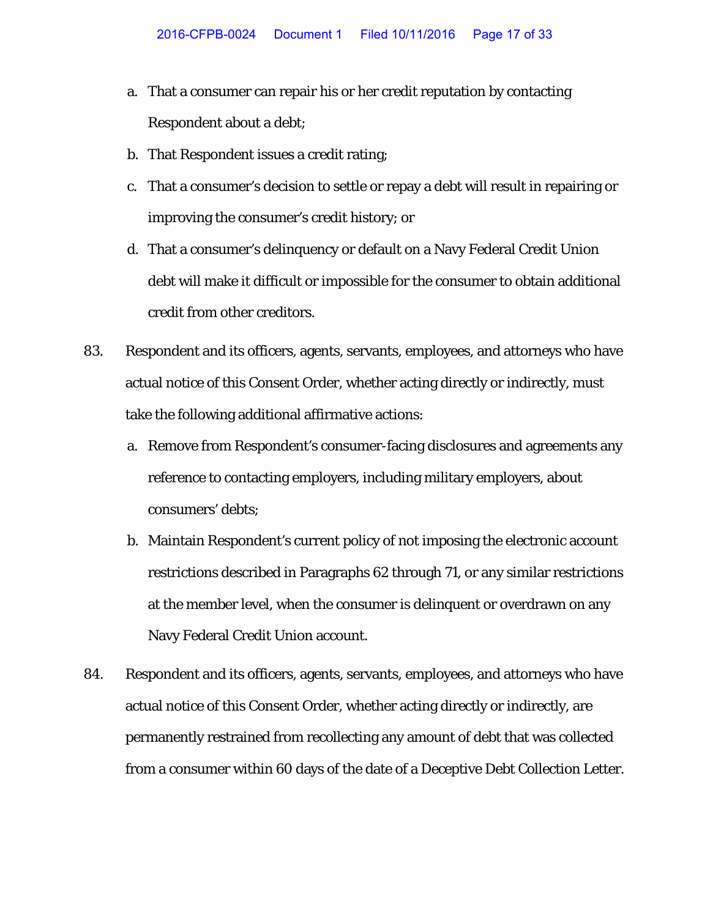a. That a consumer can repair his or her credit reputation by contacting Respondent about a debt;

b. That Respondent issues a credit rating;

c. That a consumer's decision to settle or repay a debt will result in repairing or improving the consumer's credit history; or

d. That a consumer's delinquency or default on a Navy Federal Credit Union debt will make it difficult or impossible for the consumer to obtain additional credit from other creditors.

83. Respondent and its officers, agents, servants, employees, and attorneys who have actual notice of this Consent Order, whether acting directly or indirectly, must take the following additional affirmative actions:

a. Remove from Respondent's consumer-facing disclosures and agreements any reference to contacting employers, including military employers, about consumers' debts;

b. Maintain Respondent's current policy of not imposing the electronic account restrictions described in Paragraphs 62 through 71, or any similar restrictions at the member level, when the consumer is delinquent or overdrawn on any Navy Federal Credit Union account.

84. Respondent and its officers, agents, servants, employees, and attorneys who have actual notice of this Consent Order, whether acting directly or indirectly, are permanently restrained from recollecting any amount of debt that was collected from a consumer within 60 days of the date of a Deceptive Debt Collection Letter.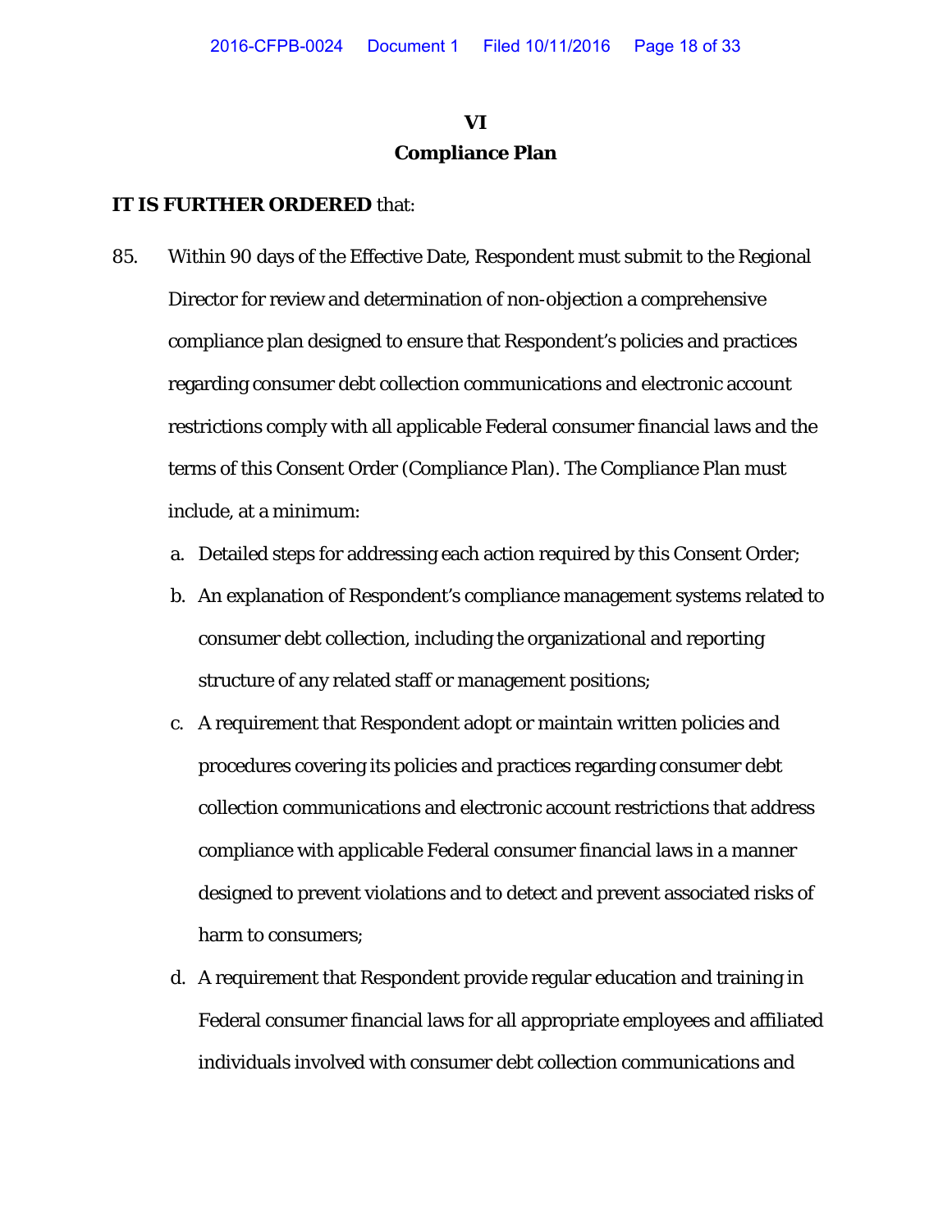# VI

## Compliance Plan

**IT IS FURTHER ORDERED** that:

85. Within 90 days of the Effective Date, Respondent must submit to the Regional Director for review and determination of non-objection a comprehensive compliance plan designed to ensure that Respondent's policies and practices regarding consumer debt collection communications and electronic account restrictions comply with all applicable Federal consumer financial laws and the terms of this Consent Order (Compliance Plan). The Compliance Plan must include, at a minimum:

    a. Detailed steps for addressing each action required by this Consent Order;

    b. An explanation of Respondent's compliance management systems related to consumer debt collection, including the organizational and reporting structure of any related staff or management positions;

    c. A requirement that Respondent adopt or maintain written policies and procedures covering its policies and practices regarding consumer debt collection communications and electronic account restrictions that address compliance with applicable Federal consumer financial laws in a manner designed to prevent violations and to detect and prevent associated risks of harm to consumers;

    d. A requirement that Respondent provide regular education and training in Federal consumer financial laws for all appropriate employees and affiliated individuals involved with consumer debt collection communications and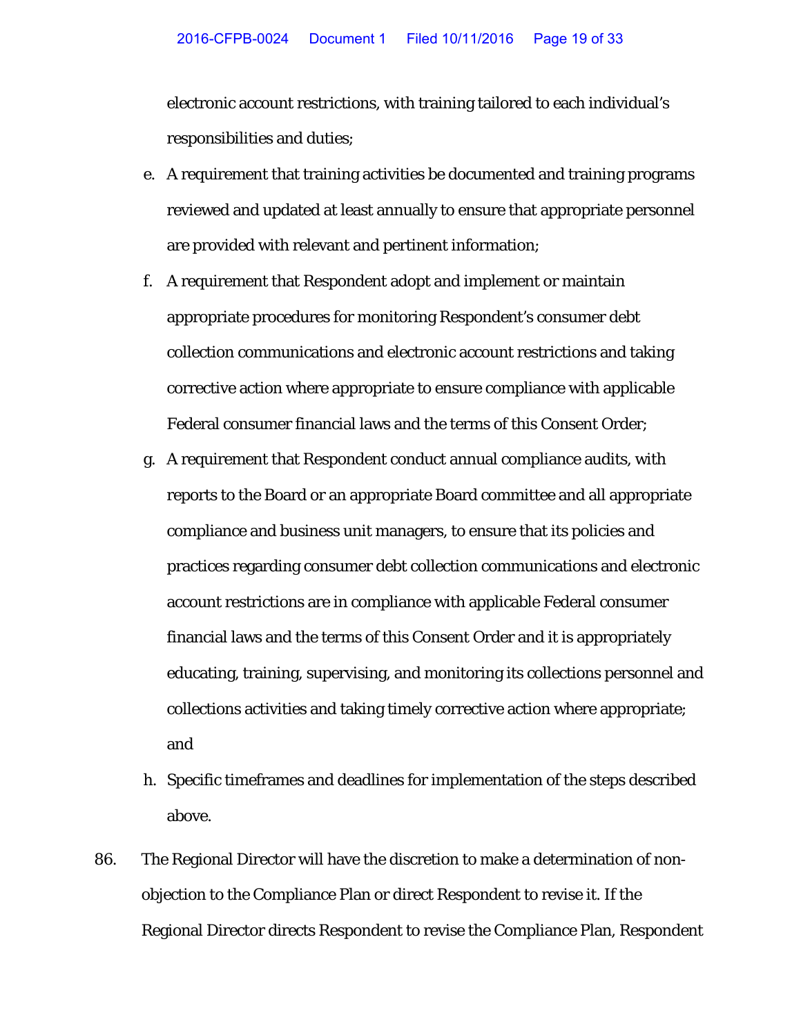electronic account restrictions, with training tailored to each individual's responsibilities and duties;

e. A requirement that training activities be documented and training programs reviewed and updated at least annually to ensure that appropriate personnel are provided with relevant and pertinent information;

f. A requirement that Respondent adopt and implement or maintain appropriate procedures for monitoring Respondent's consumer debt collection communications and electronic account restrictions and taking corrective action where appropriate to ensure compliance with applicable Federal consumer financial laws and the terms of this Consent Order;

g. A requirement that Respondent conduct annual compliance audits, with reports to the Board or an appropriate Board committee and all appropriate compliance and business unit managers, to ensure that its policies and practices regarding consumer debt collection communications and electronic account restrictions are in compliance with applicable Federal consumer financial laws and the terms of this Consent Order and it is appropriately educating, training, supervising, and monitoring its collections personnel and collections activities and taking timely corrective action where appropriate; and

h. Specific timeframes and deadlines for implementation of the steps described above.

86. The Regional Director will have the discretion to make a determination of non-objection to the Compliance Plan or direct Respondent to revise it. If the Regional Director directs Respondent to revise the Compliance Plan, Respondent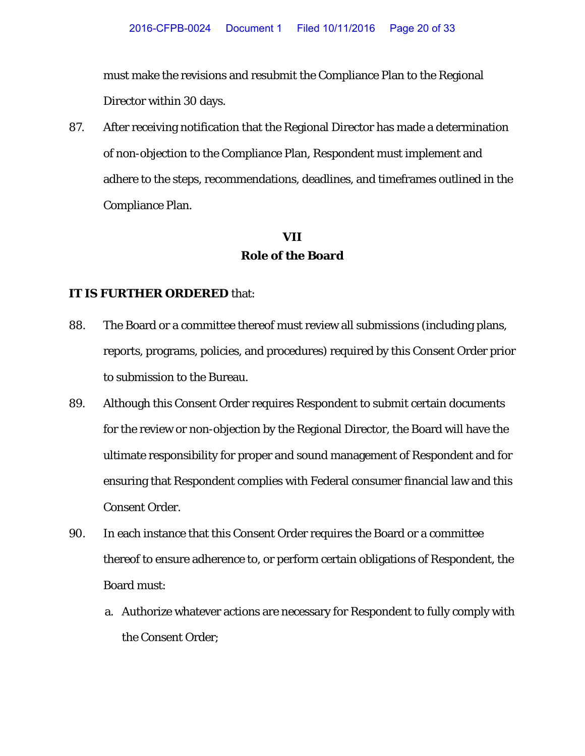must make the revisions and resubmit the Compliance Plan to the Regional Director within 30 days.

87. After receiving notification that the Regional Director has made a determination of non-objection to the Compliance Plan, Respondent must implement and adhere to the steps, recommendations, deadlines, and timeframes outlined in the Compliance Plan.

## VII
## Role of the Board

**IT IS FURTHER ORDERED** that:

88. The Board or a committee thereof must review all submissions (including plans, reports, programs, policies, and procedures) required by this Consent Order prior to submission to the Bureau.

89. Although this Consent Order requires Respondent to submit certain documents for the review or non-objection by the Regional Director, the Board will have the ultimate responsibility for proper and sound management of Respondent and for ensuring that Respondent complies with Federal consumer financial law and this Consent Order.

90. In each instance that this Consent Order requires the Board or a committee thereof to ensure adherence to, or perform certain obligations of Respondent, the Board must:

    a. Authorize whatever actions are necessary for Respondent to fully comply with the Consent Order;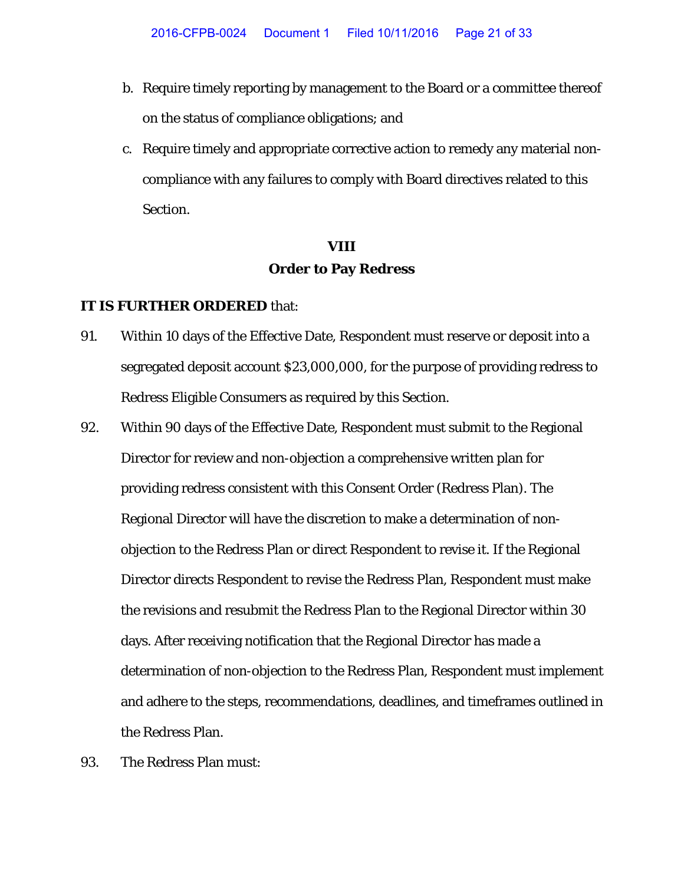b. Require timely reporting by management to the Board or a committee thereof on the status of compliance obligations; and

c. Require timely and appropriate corrective action to remedy any material non-compliance with any failures to comply with Board directives related to this Section.

## VIII
## Order to Pay Redress

**IT IS FURTHER ORDERED** that:

91. Within 10 days of the Effective Date, Respondent must reserve or deposit into a segregated deposit account $23,000,000, for the purpose of providing redress to Redress Eligible Consumers as required by this Section.

92. Within 90 days of the Effective Date, Respondent must submit to the Regional Director for review and non-objection a comprehensive written plan for providing redress consistent with this Consent Order (Redress Plan). The Regional Director will have the discretion to make a determination of non-objection to the Redress Plan or direct Respondent to revise it. If the Regional Director directs Respondent to revise the Redress Plan, Respondent must make the revisions and resubmit the Redress Plan to the Regional Director within 30 days. After receiving notification that the Regional Director has made a determination of non-objection to the Redress Plan, Respondent must implement and adhere to the steps, recommendations, deadlines, and timeframes outlined in the Redress Plan.

93. The Redress Plan must: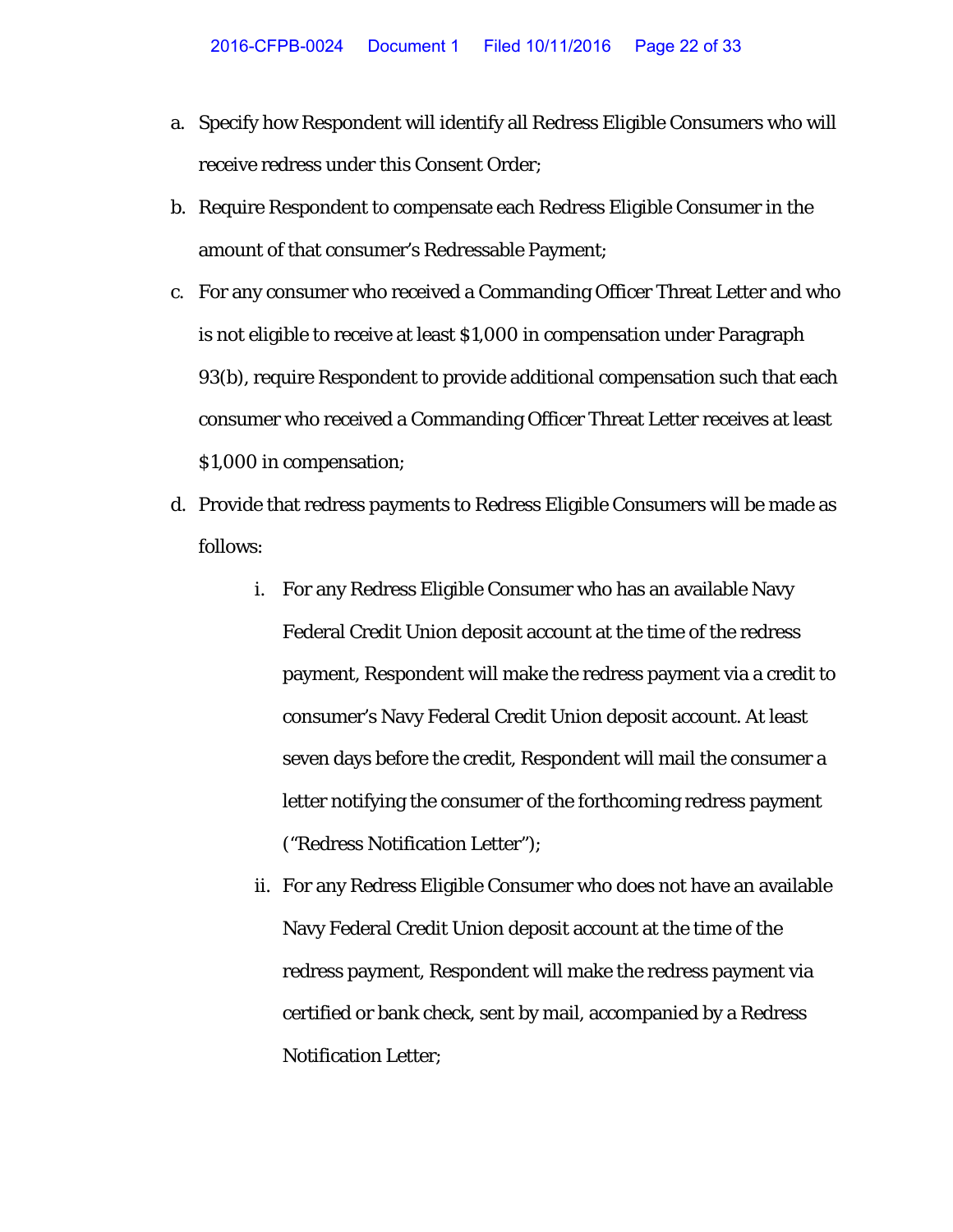a. Specify how Respondent will identify all Redress Eligible Consumers who will receive redress under this Consent Order;

b. Require Respondent to compensate each Redress Eligible Consumer in the amount of that consumer's Redressable Payment;

c. For any consumer who received a Commanding Officer Threat Letter and who is not eligible to receive at least $1,000 in compensation under Paragraph 93(b), require Respondent to provide additional compensation such that each consumer who received a Commanding Officer Threat Letter receives at least $1,000 in compensation;

d. Provide that redress payments to Redress Eligible Consumers will be made as follows:

   i. For any Redress Eligible Consumer who has an available Navy Federal Credit Union deposit account at the time of the redress payment, Respondent will make the redress payment via a credit to consumer's Navy Federal Credit Union deposit account. At least seven days before the credit, Respondent will mail the consumer a letter notifying the consumer of the forthcoming redress payment ("Redress Notification Letter");

   ii. For any Redress Eligible Consumer who does not have an available Navy Federal Credit Union deposit account at the time of the redress payment, Respondent will make the redress payment via certified or bank check, sent by mail, accompanied by a Redress Notification Letter;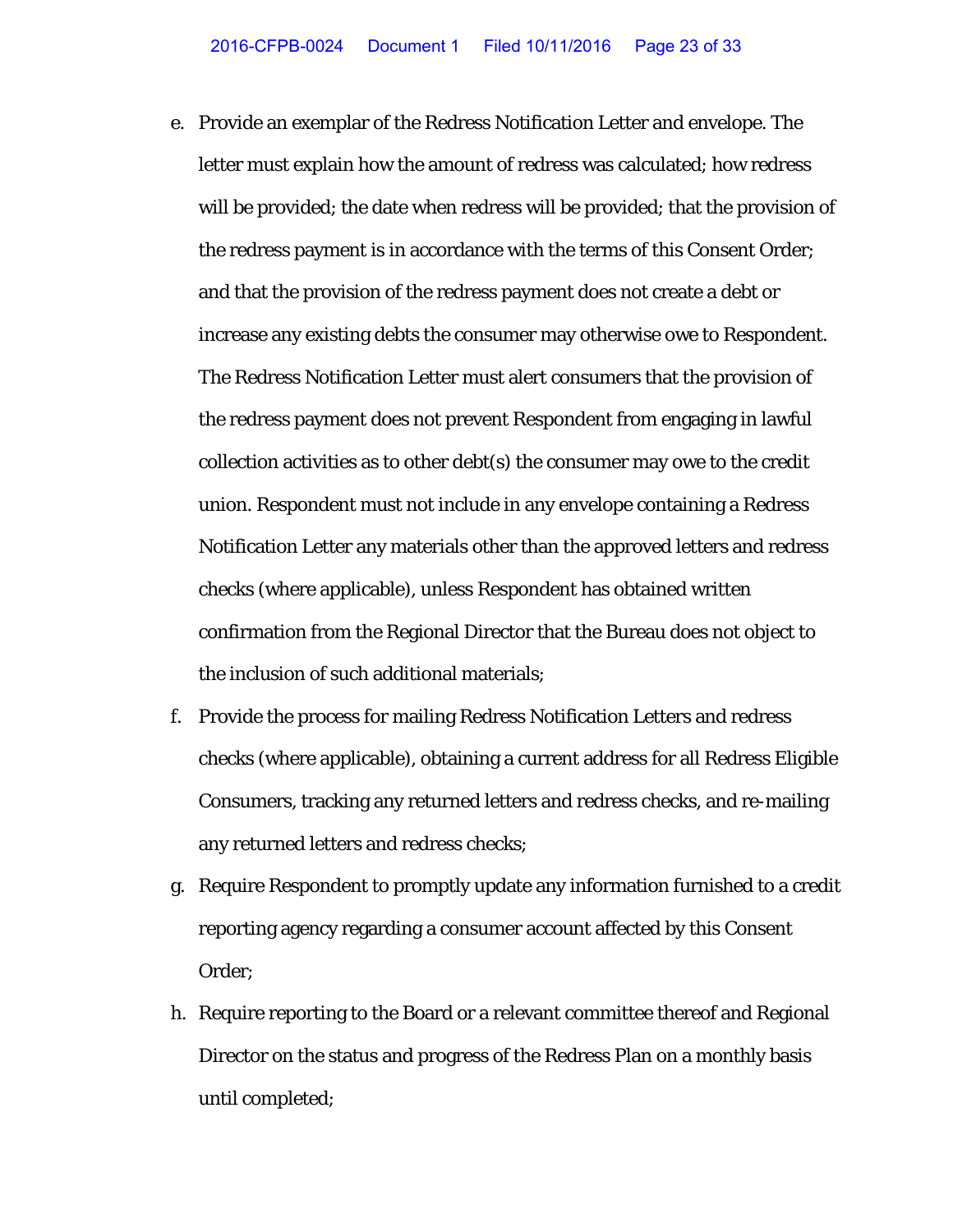e. Provide an exemplar of the Redress Notification Letter and envelope. The letter must explain how the amount of redress was calculated; how redress will be provided; the date when redress will be provided; that the provision of the redress payment is in accordance with the terms of this Consent Order; and that the provision of the redress payment does not create a debt or increase any existing debts the consumer may otherwise owe to Respondent. The Redress Notification Letter must alert consumers that the provision of the redress payment does not prevent Respondent from engaging in lawful collection activities as to other debt(s) the consumer may owe to the credit union. Respondent must not include in any envelope containing a Redress Notification Letter any materials other than the approved letters and redress checks (where applicable), unless Respondent has obtained written confirmation from the Regional Director that the Bureau does not object to the inclusion of such additional materials;

f. Provide the process for mailing Redress Notification Letters and redress checks (where applicable), obtaining a current address for all Redress Eligible Consumers, tracking any returned letters and redress checks, and re-mailing any returned letters and redress checks;

g. Require Respondent to promptly update any information furnished to a credit reporting agency regarding a consumer account affected by this Consent Order;

h. Require reporting to the Board or a relevant committee thereof and Regional Director on the status and progress of the Redress Plan on a monthly basis until completed;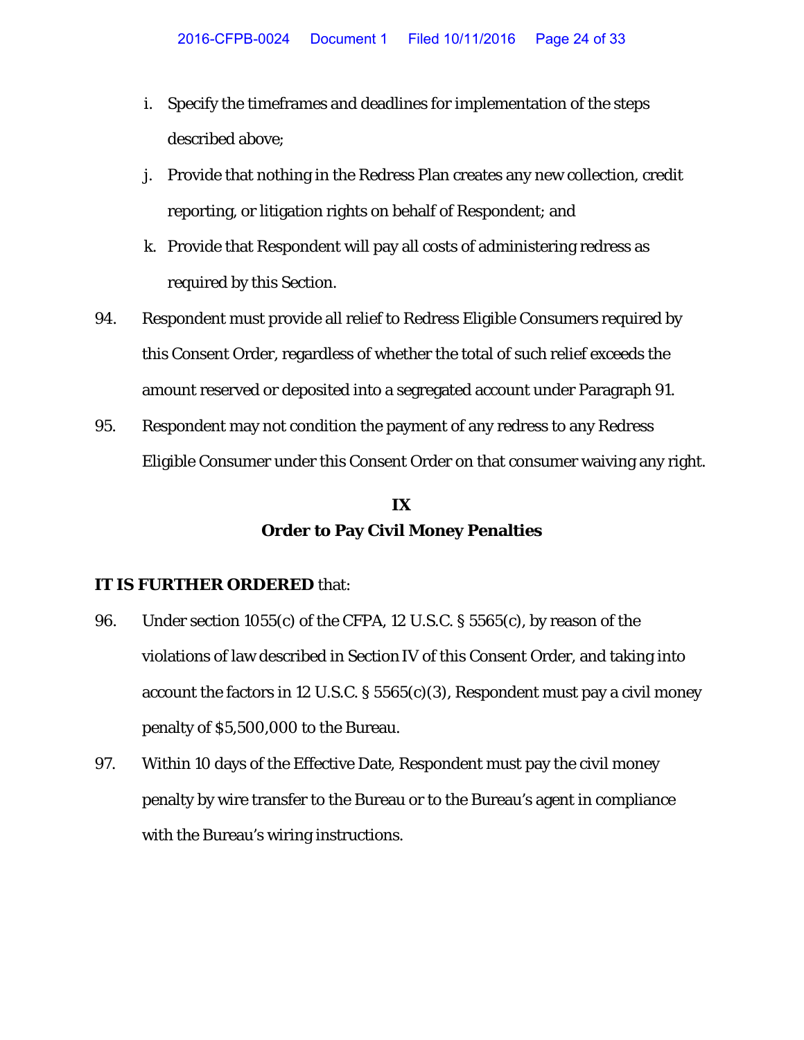i. Specify the timeframes and deadlines for implementation of the steps described above;

j. Provide that nothing in the Redress Plan creates any new collection, credit reporting, or litigation rights on behalf of Respondent; and

k. Provide that Respondent will pay all costs of administering redress as required by this Section.

94. Respondent must provide all relief to Redress Eligible Consumers required by this Consent Order, regardless of whether the total of such relief exceeds the amount reserved or deposited into a segregated account under Paragraph 91.

95. Respondent may not condition the payment of any redress to any Redress Eligible Consumer under this Consent Order on that consumer waiving any right.

## IX
## Order to Pay Civil Money Penalties

**IT IS FURTHER ORDERED** that:

96. Under section 1055(c) of the CFPA, 12 U.S.C. § 5565(c), by reason of the violations of law described in Section IV of this Consent Order, and taking into account the factors in 12 U.S.C. § 5565(c)(3), Respondent must pay a civil money penalty of $5,500,000 to the Bureau.

97. Within 10 days of the Effective Date, Respondent must pay the civil money penalty by wire transfer to the Bureau or to the Bureau's agent in compliance with the Bureau's wiring instructions.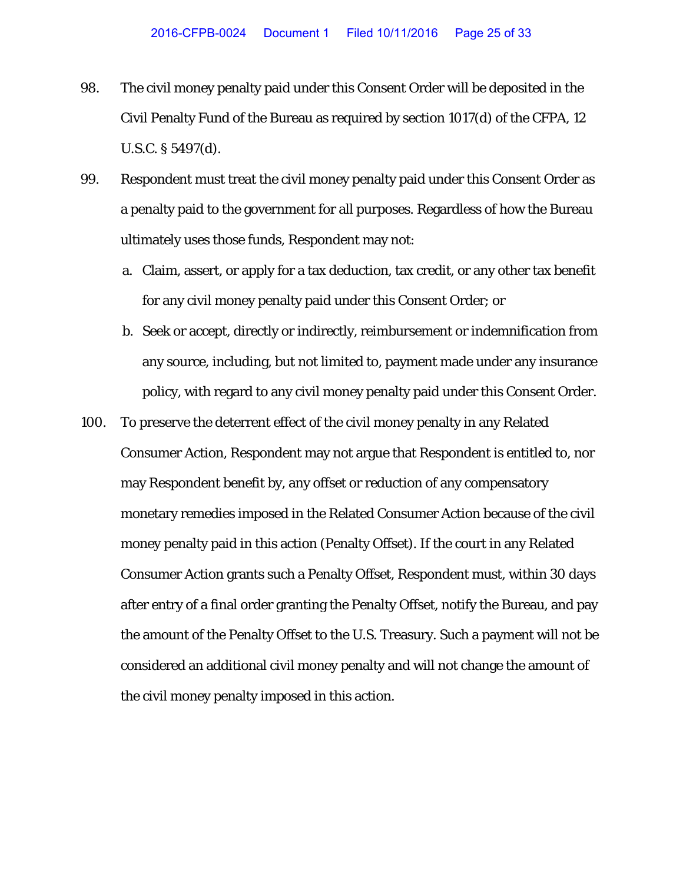98. The civil money penalty paid under this Consent Order will be deposited in the Civil Penalty Fund of the Bureau as required by section 1017(d) of the CFPA, 12 U.S.C. § 5497(d).

99. Respondent must treat the civil money penalty paid under this Consent Order as a penalty paid to the government for all purposes. Regardless of how the Bureau ultimately uses those funds, Respondent may not:

    a. Claim, assert, or apply for a tax deduction, tax credit, or any other tax benefit for any civil money penalty paid under this Consent Order; or

    b. Seek or accept, directly or indirectly, reimbursement or indemnification from any source, including, but not limited to, payment made under any insurance policy, with regard to any civil money penalty paid under this Consent Order.

100. To preserve the deterrent effect of the civil money penalty in any Related Consumer Action, Respondent may not argue that Respondent is entitled to, nor may Respondent benefit by, any offset or reduction of any compensatory monetary remedies imposed in the Related Consumer Action because of the civil money penalty paid in this action (Penalty Offset). If the court in any Related Consumer Action grants such a Penalty Offset, Respondent must, within 30 days after entry of a final order granting the Penalty Offset, notify the Bureau, and pay the amount of the Penalty Offset to the U.S. Treasury. Such a payment will not be considered an additional civil money penalty and will not change the amount of the civil money penalty imposed in this action.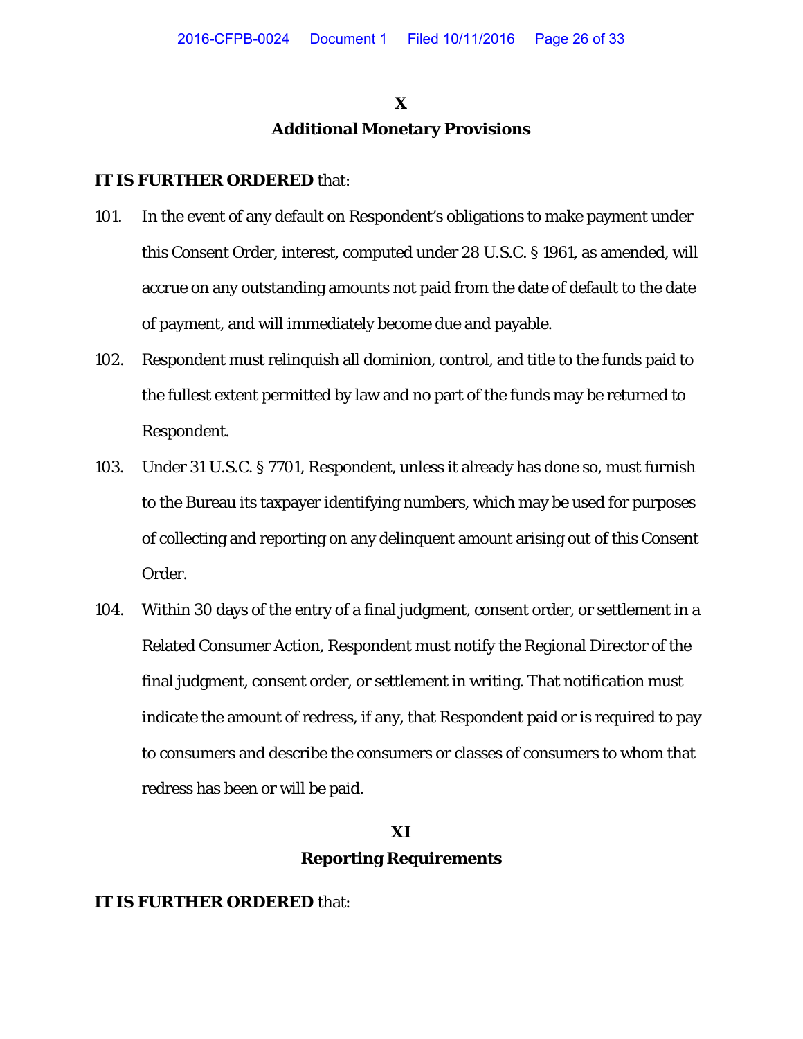## X

## Additional Monetary Provisions

**IT IS FURTHER ORDERED** that:

101. In the event of any default on Respondent's obligations to make payment under this Consent Order, interest, computed under 28 U.S.C. § 1961, as amended, will accrue on any outstanding amounts not paid from the date of default to the date of payment, and will immediately become due and payable.

102. Respondent must relinquish all dominion, control, and title to the funds paid to the fullest extent permitted by law and no part of the funds may be returned to Respondent.

103. Under 31 U.S.C. § 7701, Respondent, unless it already has done so, must furnish to the Bureau its taxpayer identifying numbers, which may be used for purposes of collecting and reporting on any delinquent amount arising out of this Consent Order.

104. Within 30 days of the entry of a final judgment, consent order, or settlement in a Related Consumer Action, Respondent must notify the Regional Director of the final judgment, consent order, or settlement in writing. That notification must indicate the amount of redress, if any, that Respondent paid or is required to pay to consumers and describe the consumers or classes of consumers to whom that redress has been or will be paid.

## XI

## Reporting Requirements

**IT IS FURTHER ORDERED** that: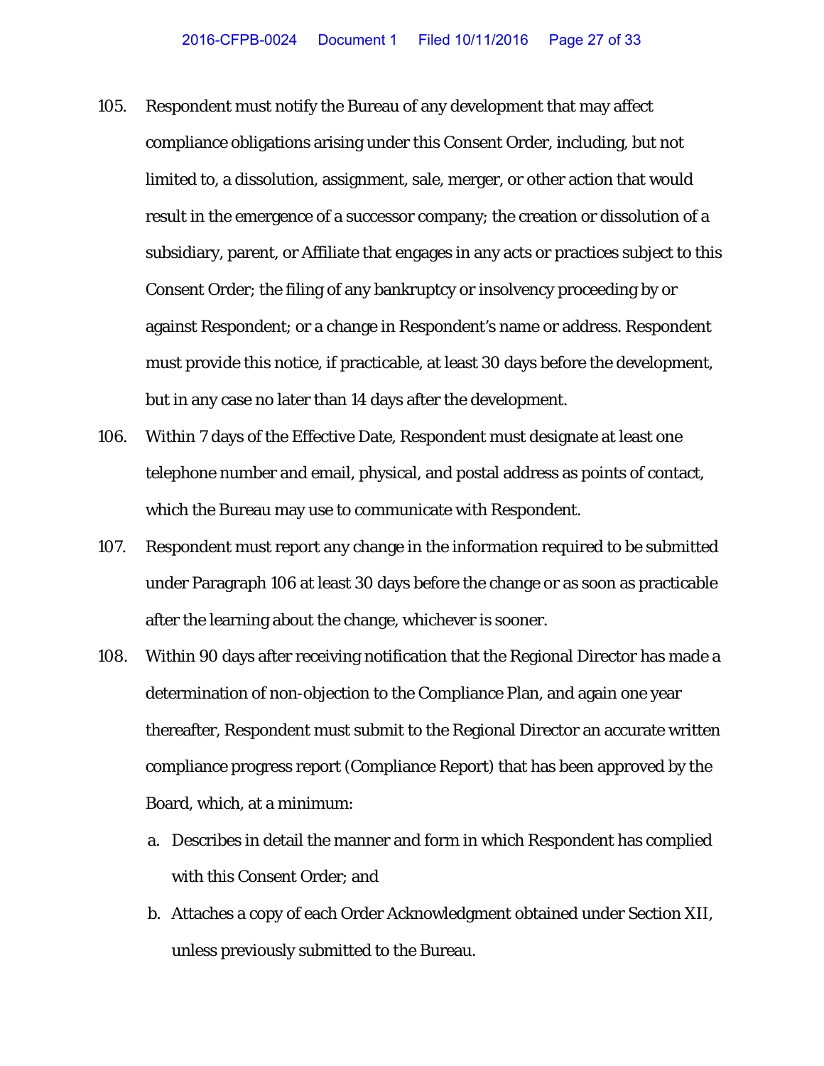105. Respondent must notify the Bureau of any development that may affect compliance obligations arising under this Consent Order, including, but not limited to, a dissolution, assignment, sale, merger, or other action that would result in the emergence of a successor company; the creation or dissolution of a subsidiary, parent, or Affiliate that engages in any acts or practices subject to this Consent Order; the filing of any bankruptcy or insolvency proceeding by or against Respondent; or a change in Respondent's name or address. Respondent must provide this notice, if practicable, at least 30 days before the development, but in any case no later than 14 days after the development.

106. Within 7 days of the Effective Date, Respondent must designate at least one telephone number and email, physical, and postal address as points of contact, which the Bureau may use to communicate with Respondent.

107. Respondent must report any change in the information required to be submitted under Paragraph 106 at least 30 days before the change or as soon as practicable after the learning about the change, whichever is sooner.

108. Within 90 days after receiving notification that the Regional Director has made a determination of non-objection to the Compliance Plan, and again one year thereafter, Respondent must submit to the Regional Director an accurate written compliance progress report (Compliance Report) that has been approved by the Board, which, at a minimum:

    a. Describes in detail the manner and form in which Respondent has complied with this Consent Order; and

    b. Attaches a copy of each Order Acknowledgment obtained under Section XII, unless previously submitted to the Bureau.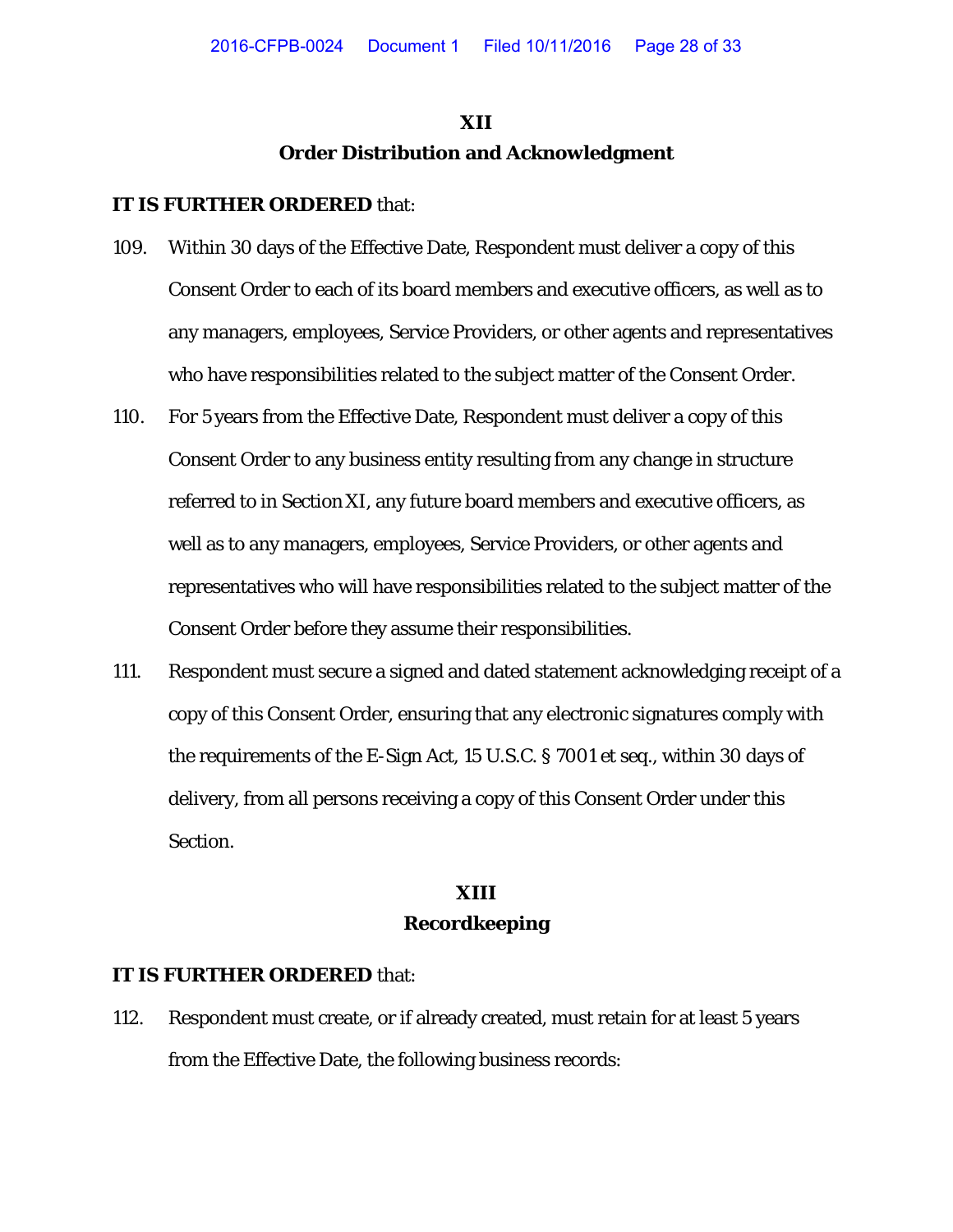## XII
## Order Distribution and Acknowledgment

**IT IS FURTHER ORDERED** that:

109. Within 30 days of the Effective Date, Respondent must deliver a copy of this Consent Order to each of its board members and executive officers, as well as to any managers, employees, Service Providers, or other agents and representatives who have responsibilities related to the subject matter of the Consent Order.

110. For 5 years from the Effective Date, Respondent must deliver a copy of this Consent Order to any business entity resulting from any change in structure referred to in Section XI, any future board members and executive officers, as well as to any managers, employees, Service Providers, or other agents and representatives who will have responsibilities related to the subject matter of the Consent Order before they assume their responsibilities.

111. Respondent must secure a signed and dated statement acknowledging receipt of a copy of this Consent Order, ensuring that any electronic signatures comply with the requirements of the E-Sign Act, 15 U.S.C. § 7001 et seq., within 30 days of delivery, from all persons receiving a copy of this Consent Order under this Section.

## XIII
## Recordkeeping

**IT IS FURTHER ORDERED** that:

112. Respondent must create, or if already created, must retain for at least 5 years from the Effective Date, the following business records: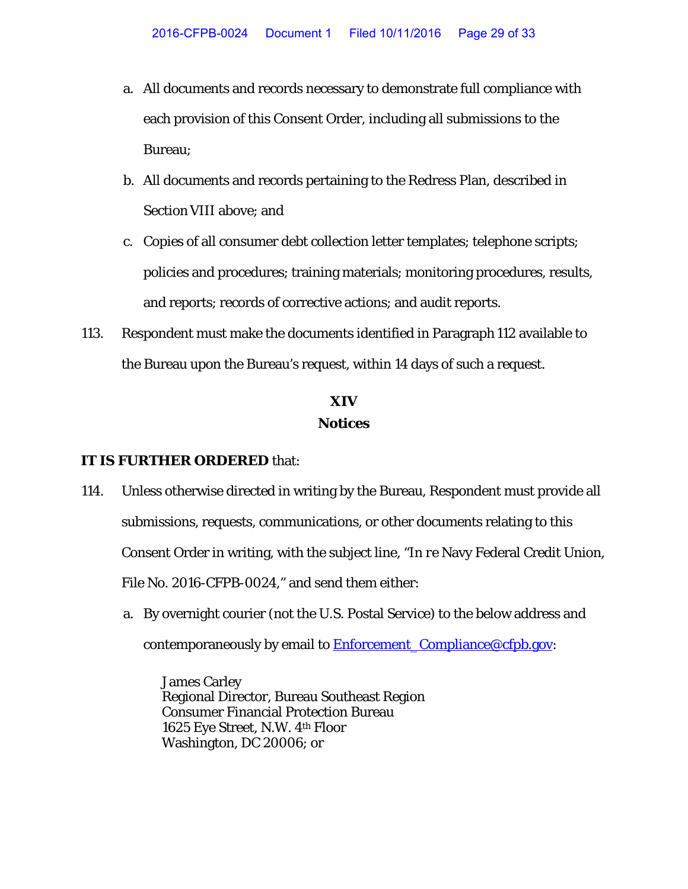a. All documents and records necessary to demonstrate full compliance with each provision of this Consent Order, including all submissions to the Bureau;

b. All documents and records pertaining to the Redress Plan, described in Section VIII above; and

c. Copies of all consumer debt collection letter templates; telephone scripts; policies and procedures; training materials; monitoring procedures, results, and reports; records of corrective actions; and audit reports.

113. Respondent must make the documents identified in Paragraph 112 available to the Bureau upon the Bureau's request, within 14 days of such a request.

## XIV
## Notices

**IT IS FURTHER ORDERED** that:

114. Unless otherwise directed in writing by the Bureau, Respondent must provide all submissions, requests, communications, or other documents relating to this Consent Order in writing, with the subject line, "In re Navy Federal Credit Union, File No. 2016-CFPB-0024," and send them either:

a. By overnight courier (not the U.S. Postal Service) to the below address and contemporaneously by email to Enforcement_Compliance@cfpb.gov:

James Carley
Regional Director, Bureau Southeast Region
Consumer Financial Protection Bureau
1625 Eye Street, N.W. 4th Floor
Washington, DC 20006; or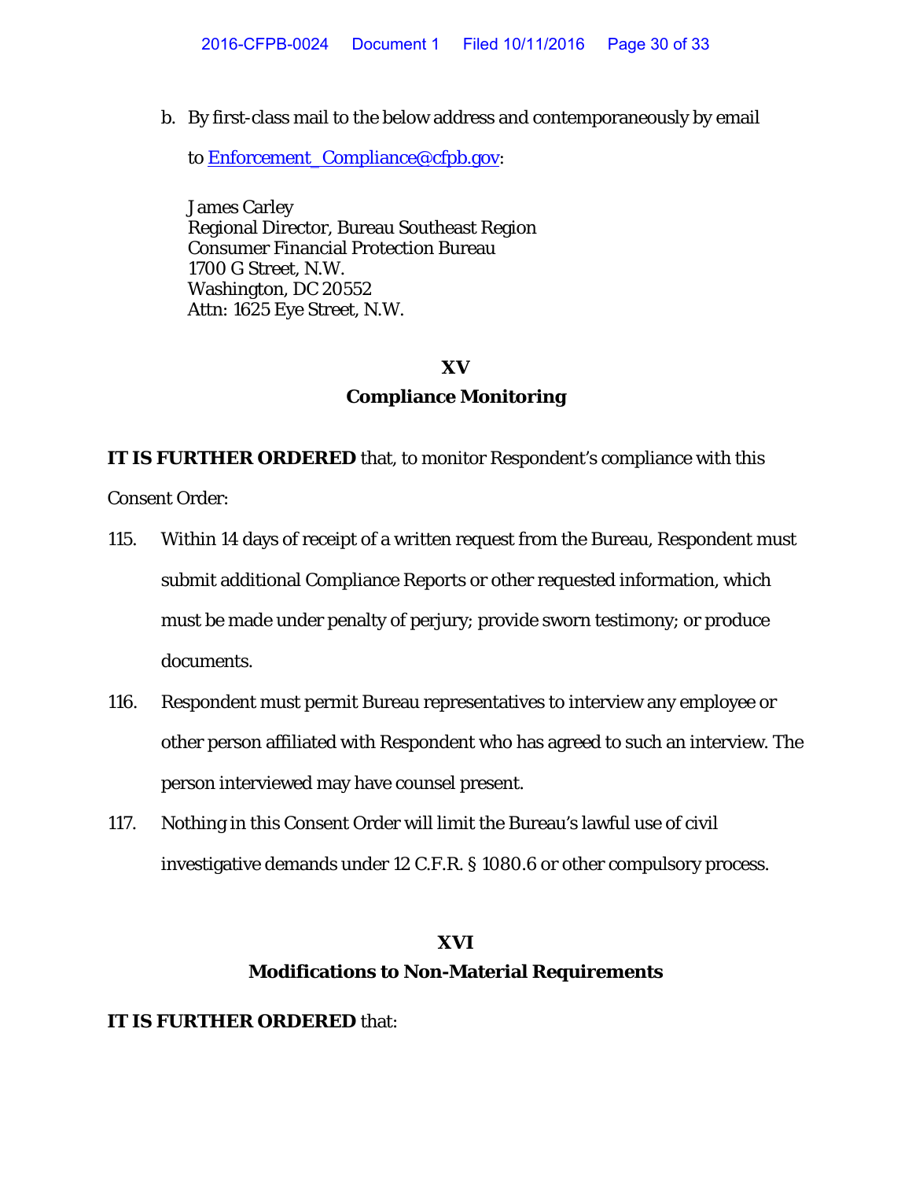b. By first-class mail to the below address and contemporaneously by email to Enforcement_Compliance@cfpb.gov:

James Carley
Regional Director, Bureau Southeast Region
Consumer Financial Protection Bureau
1700 G Street, N.W.
Washington, DC 20552
Attn: 1625 Eye Street, N.W.

## XV
## Compliance Monitoring

**IT IS FURTHER ORDERED** that, to monitor Respondent's compliance with this Consent Order:

115. Within 14 days of receipt of a written request from the Bureau, Respondent must submit additional Compliance Reports or other requested information, which must be made under penalty of perjury; provide sworn testimony; or produce documents.

116. Respondent must permit Bureau representatives to interview any employee or other person affiliated with Respondent who has agreed to such an interview. The person interviewed may have counsel present.

117. Nothing in this Consent Order will limit the Bureau's lawful use of civil investigative demands under 12 C.F.R. § 1080.6 or other compulsory process.

## XVI
## Modifications to Non-Material Requirements

**IT IS FURTHER ORDERED** that: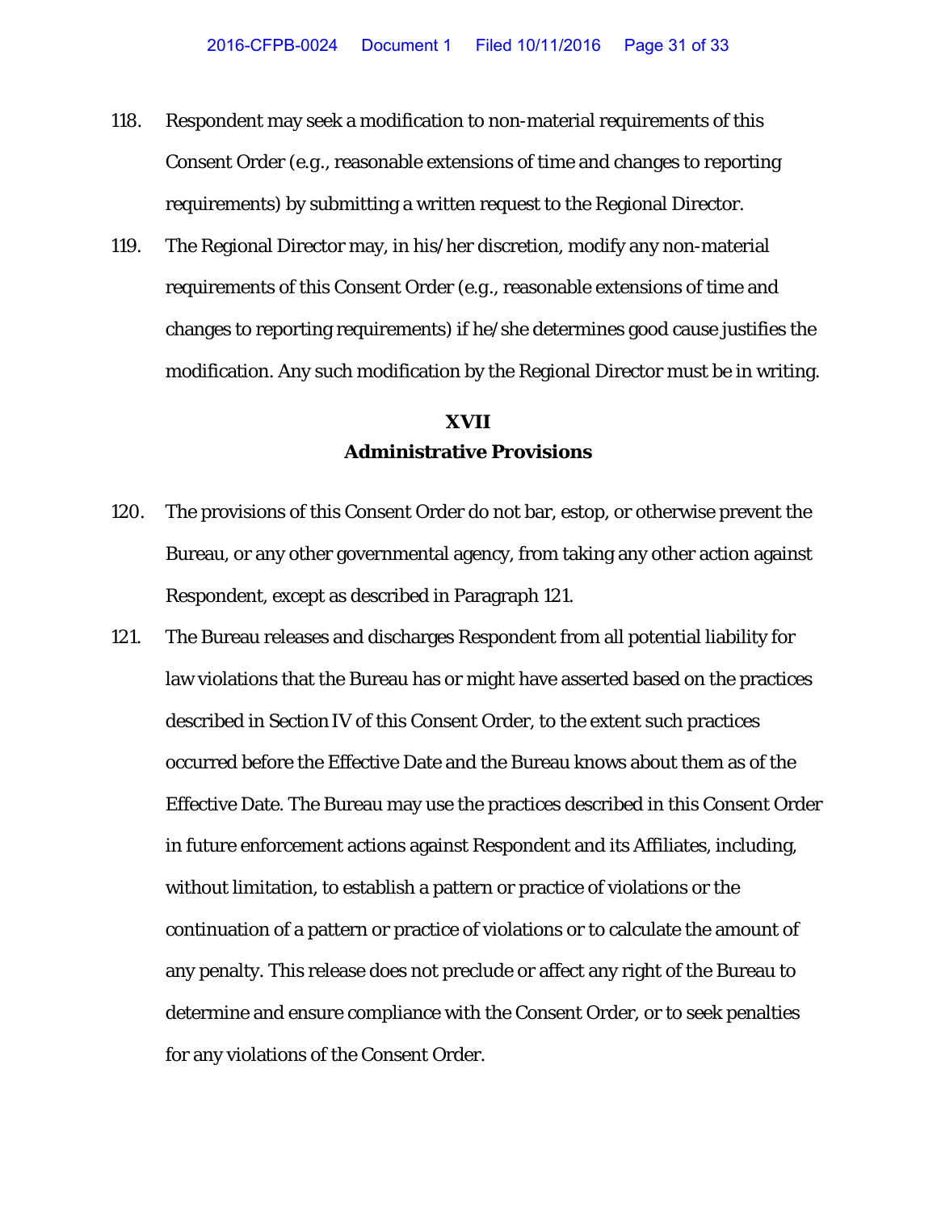118. Respondent may seek a modification to non-material requirements of this Consent Order (e.g., reasonable extensions of time and changes to reporting requirements) by submitting a written request to the Regional Director.

119. The Regional Director may, in his/her discretion, modify any non-material requirements of this Consent Order (e.g., reasonable extensions of time and changes to reporting requirements) if he/she determines good cause justifies the modification. Any such modification by the Regional Director must be in writing.

## XVII
## Administrative Provisions

120. The provisions of this Consent Order do not bar, estop, or otherwise prevent the Bureau, or any other governmental agency, from taking any other action against Respondent, except as described in Paragraph 121.

121. The Bureau releases and discharges Respondent from all potential liability for law violations that the Bureau has or might have asserted based on the practices described in Section IV of this Consent Order, to the extent such practices occurred before the Effective Date and the Bureau knows about them as of the Effective Date. The Bureau may use the practices described in this Consent Order in future enforcement actions against Respondent and its Affiliates, including, without limitation, to establish a pattern or practice of violations or the continuation of a pattern or practice of violations or to calculate the amount of any penalty. This release does not preclude or affect any right of the Bureau to determine and ensure compliance with the Consent Order, or to seek penalties for any violations of the Consent Order.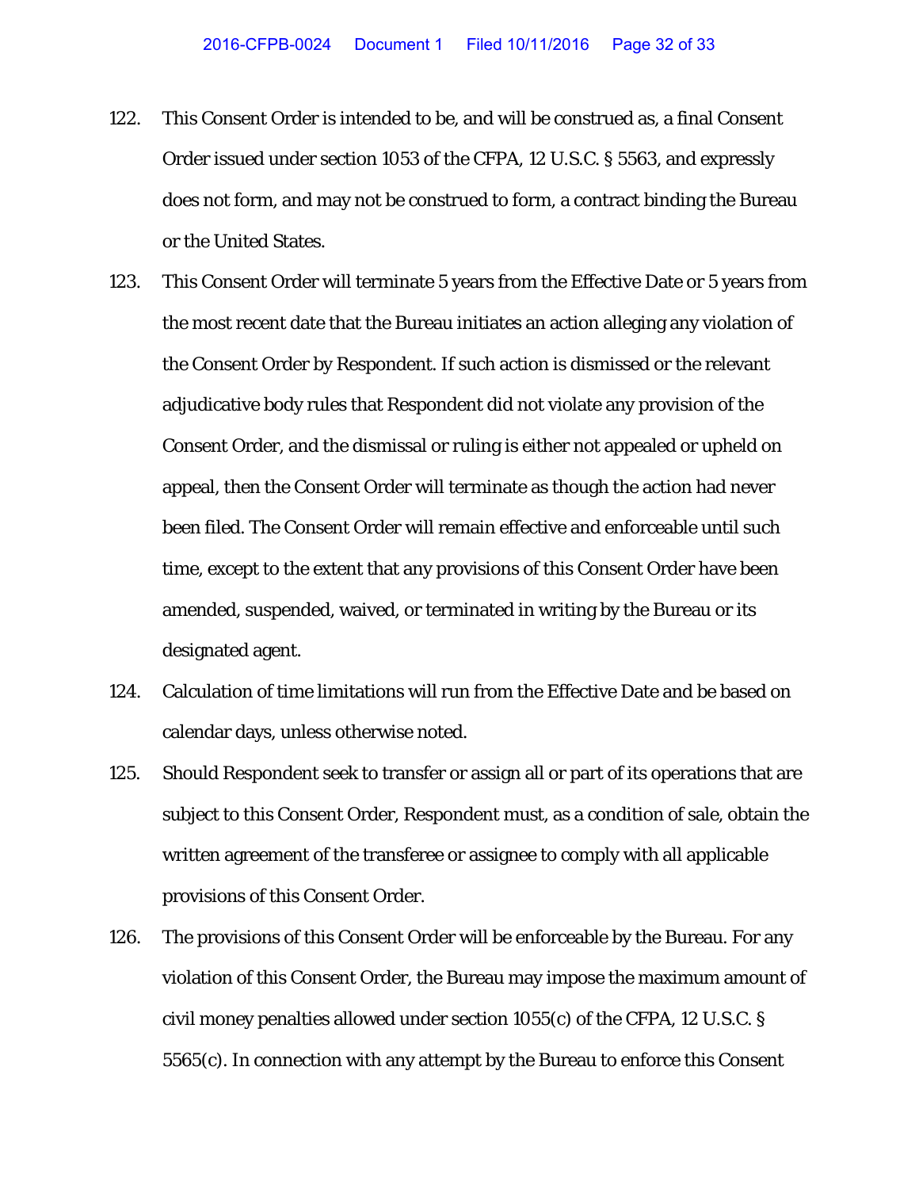122. This Consent Order is intended to be, and will be construed as, a final Consent Order issued under section 1053 of the CFPA, 12 U.S.C. § 5563, and expressly does not form, and may not be construed to form, a contract binding the Bureau or the United States.

123. This Consent Order will terminate 5 years from the Effective Date or 5 years from the most recent date that the Bureau initiates an action alleging any violation of the Consent Order by Respondent. If such action is dismissed or the relevant adjudicative body rules that Respondent did not violate any provision of the Consent Order, and the dismissal or ruling is either not appealed or upheld on appeal, then the Consent Order will terminate as though the action had never been filed. The Consent Order will remain effective and enforceable until such time, except to the extent that any provisions of this Consent Order have been amended, suspended, waived, or terminated in writing by the Bureau or its designated agent.

124. Calculation of time limitations will run from the Effective Date and be based on calendar days, unless otherwise noted.

125. Should Respondent seek to transfer or assign all or part of its operations that are subject to this Consent Order, Respondent must, as a condition of sale, obtain the written agreement of the transferee or assignee to comply with all applicable provisions of this Consent Order.

126. The provisions of this Consent Order will be enforceable by the Bureau. For any violation of this Consent Order, the Bureau may impose the maximum amount of civil money penalties allowed under section 1055(c) of the CFPA, 12 U.S.C. § 5565(c). In connection with any attempt by the Bureau to enforce this Consent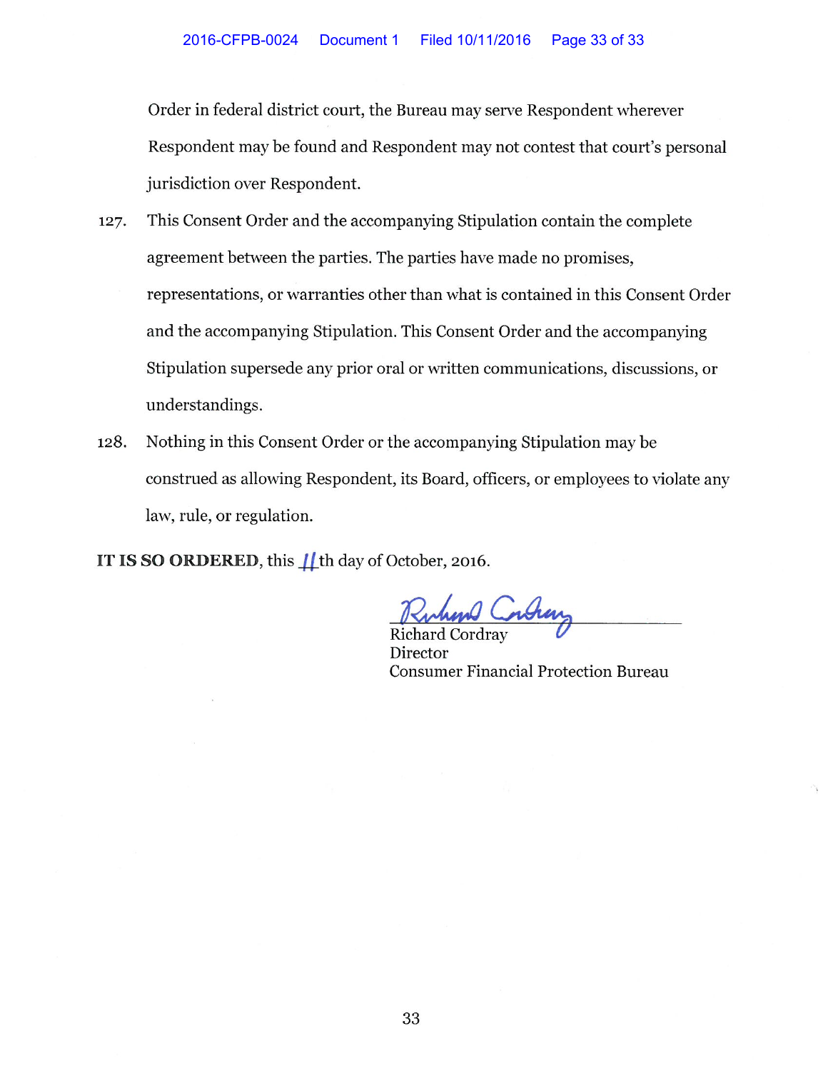Order in federal district court, the Bureau may serve Respondent wherever Respondent may be found and Respondent may not contest that court's personal jurisdiction over Respondent.

127. This Consent Order and the accompanying Stipulation contain the complete agreement between the parties. The parties have made no promises, representations, or warranties other than what is contained in this Consent Order and the accompanying Stipulation. This Consent Order and the accompanying Stipulation supersede any prior oral or written communications, discussions, or understandings.

128. Nothing in this Consent Order or the accompanying Stipulation may be construed as allowing Respondent, its Board, officers, or employees to violate any law, rule, or regulation.

**IT IS SO ORDERED**, this 11th day of October, 2016.

Richard Cordray
Director
Consumer Financial Protection Bureau